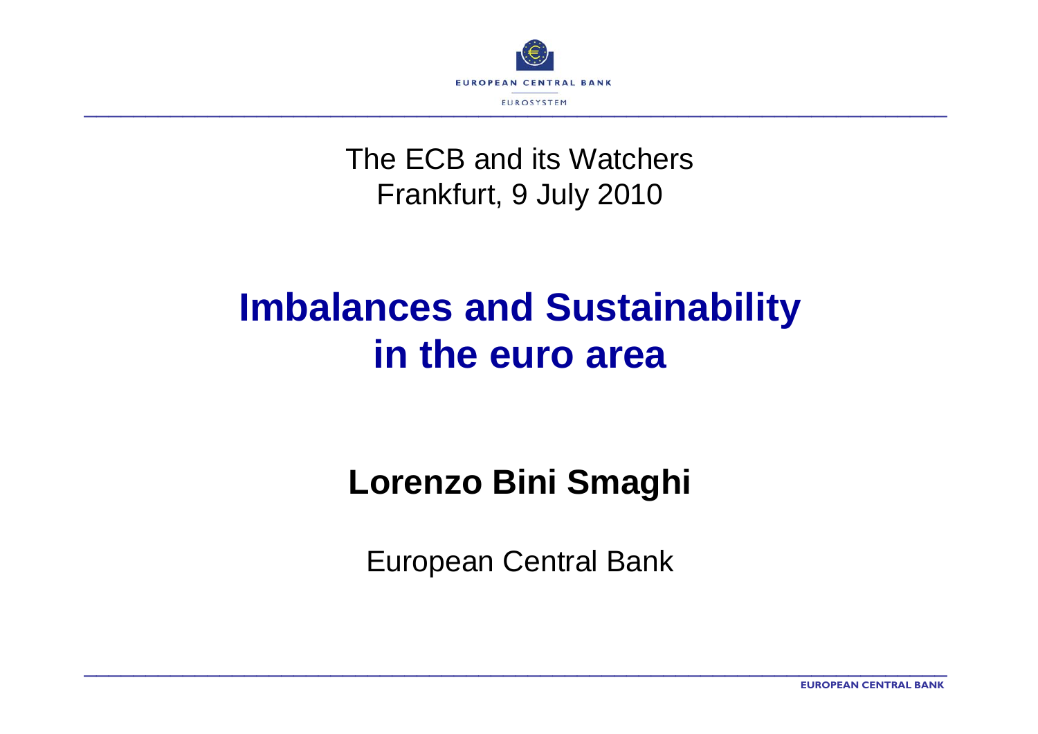The ECB and its Watchers
Frankfurt, 9 July 2010

# Imbalances and Sustainability in the euro area

**Lorenzo Bini Smaghi**

European Central Bank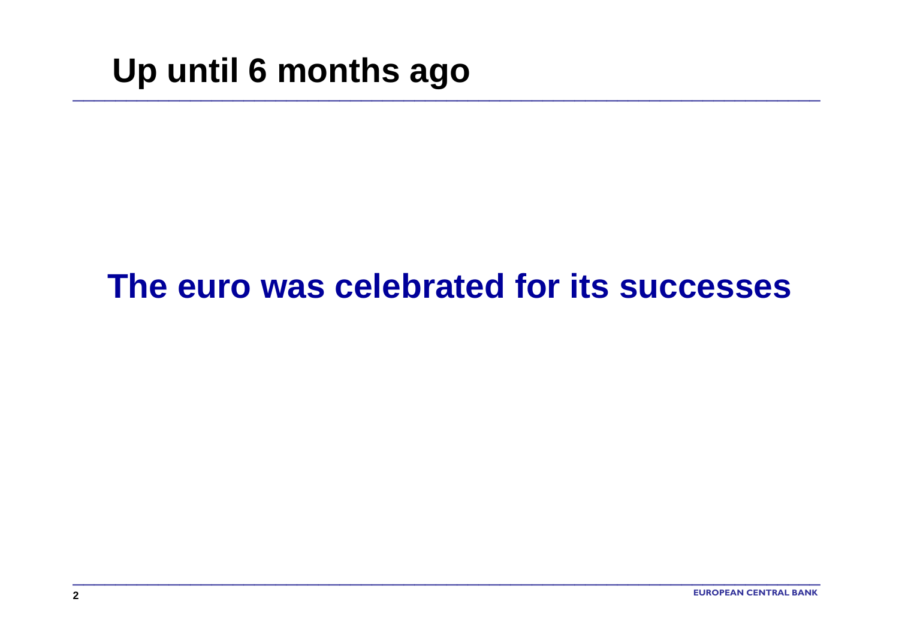# Up until 6 months ago

**The euro was celebrated for its successes**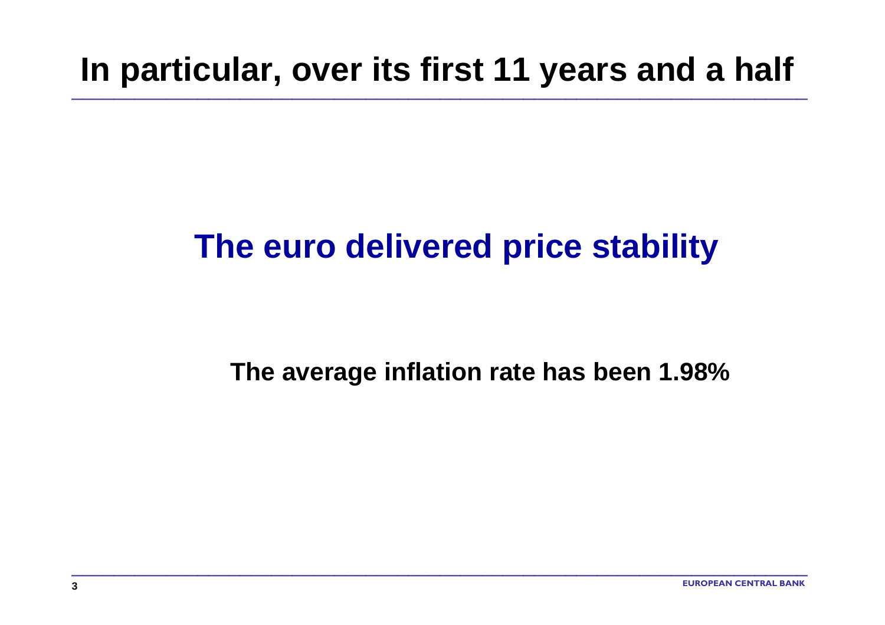# In particular, over its first 11 years and a half

## The euro delivered price stability

**The average inflation rate has been 1.98%**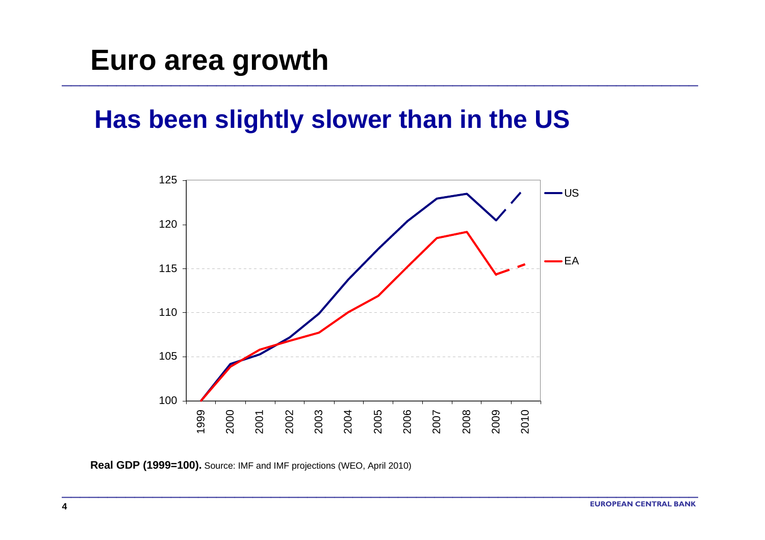# Euro area growth

## Has been slightly slower than in the US

**Real GDP (1999=100).** Source: IMF and IMF projections (WEO, April 2010)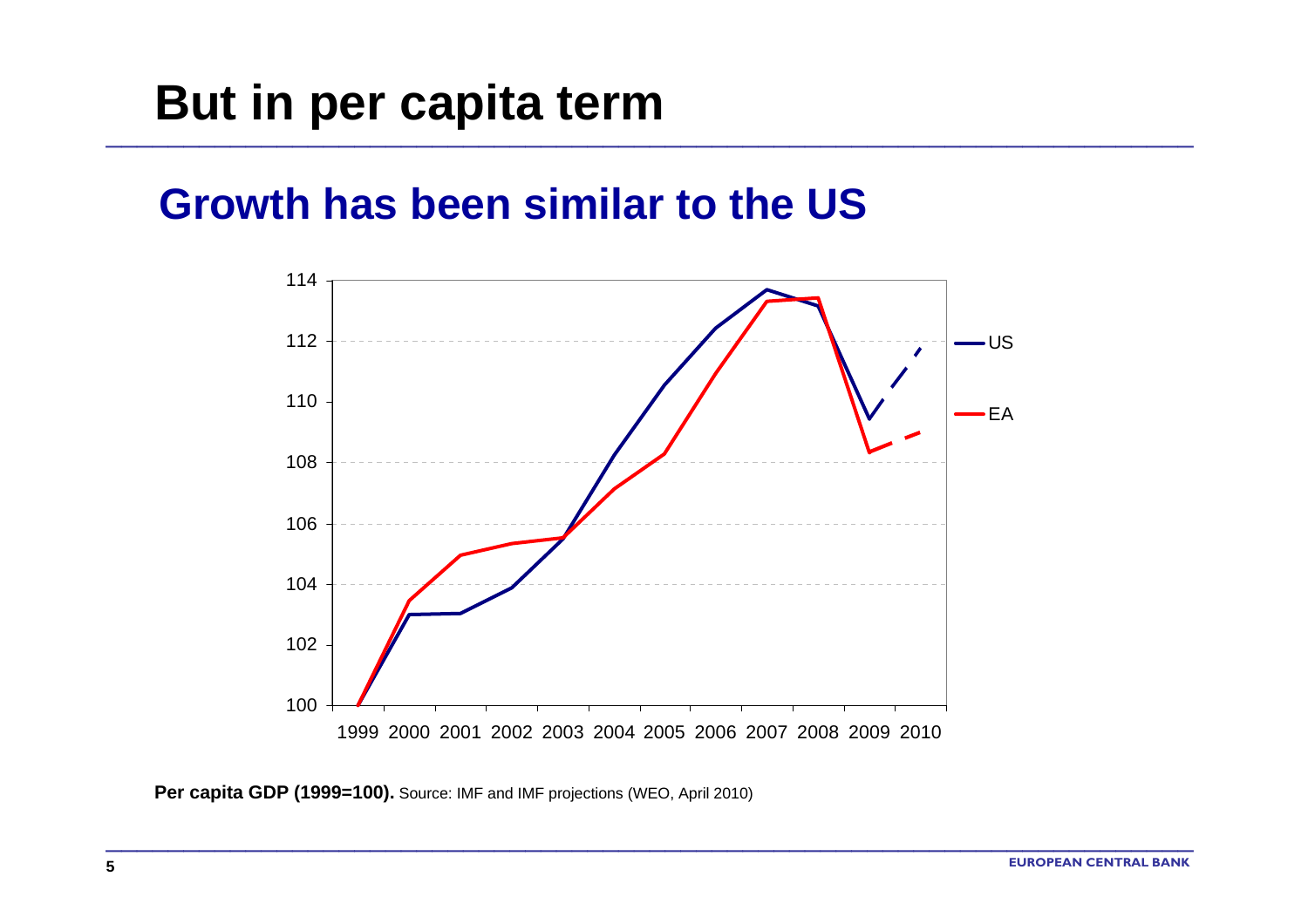# But in per capita term

## Growth has been similar to the US

**Per capita GDP (1999=100).** Source: IMF and IMF projections (WEO, April 2010)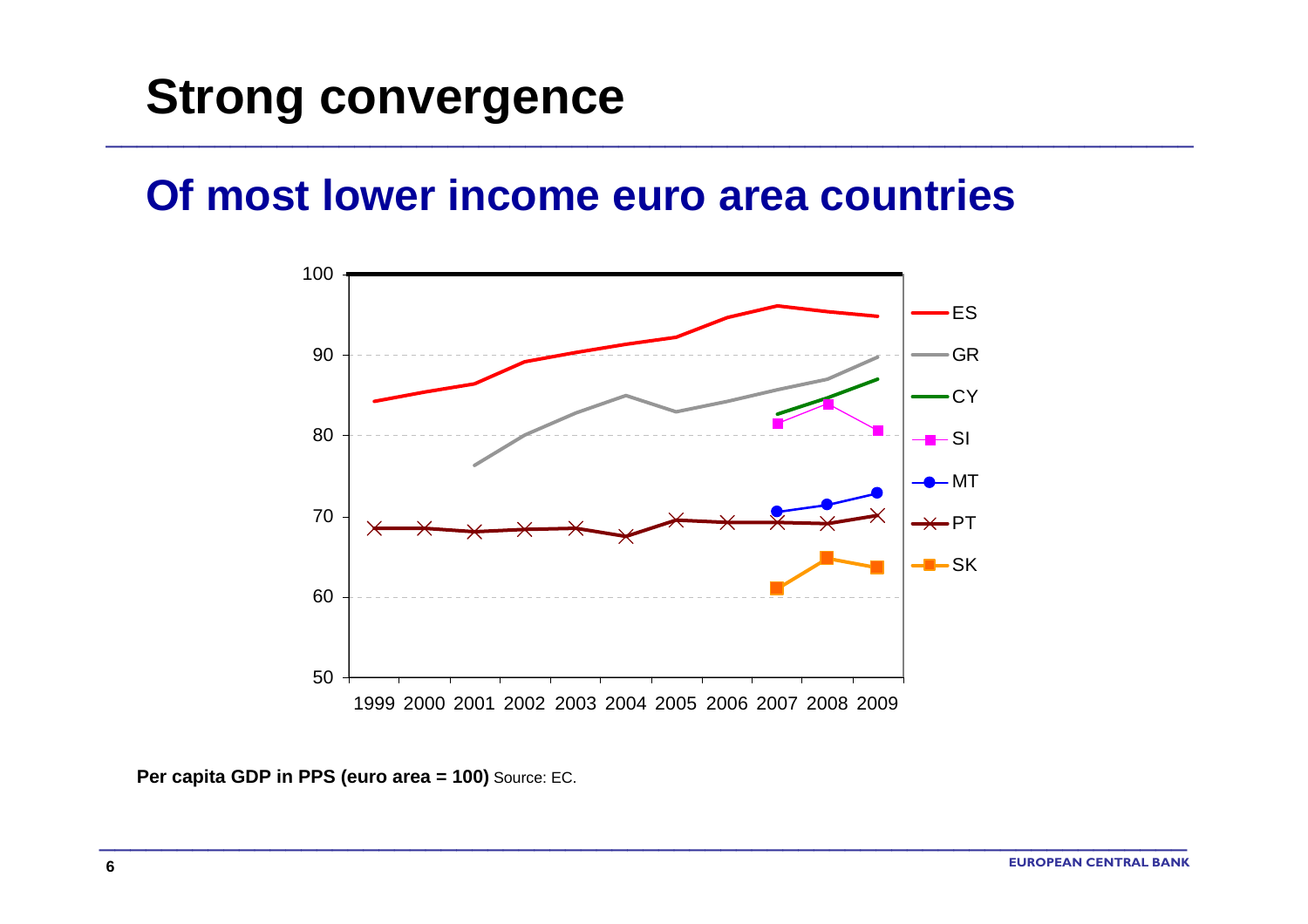# Strong convergence

## Of most lower income euro area countries

**Per capita GDP in PPS (euro area = 100)** Source: EC.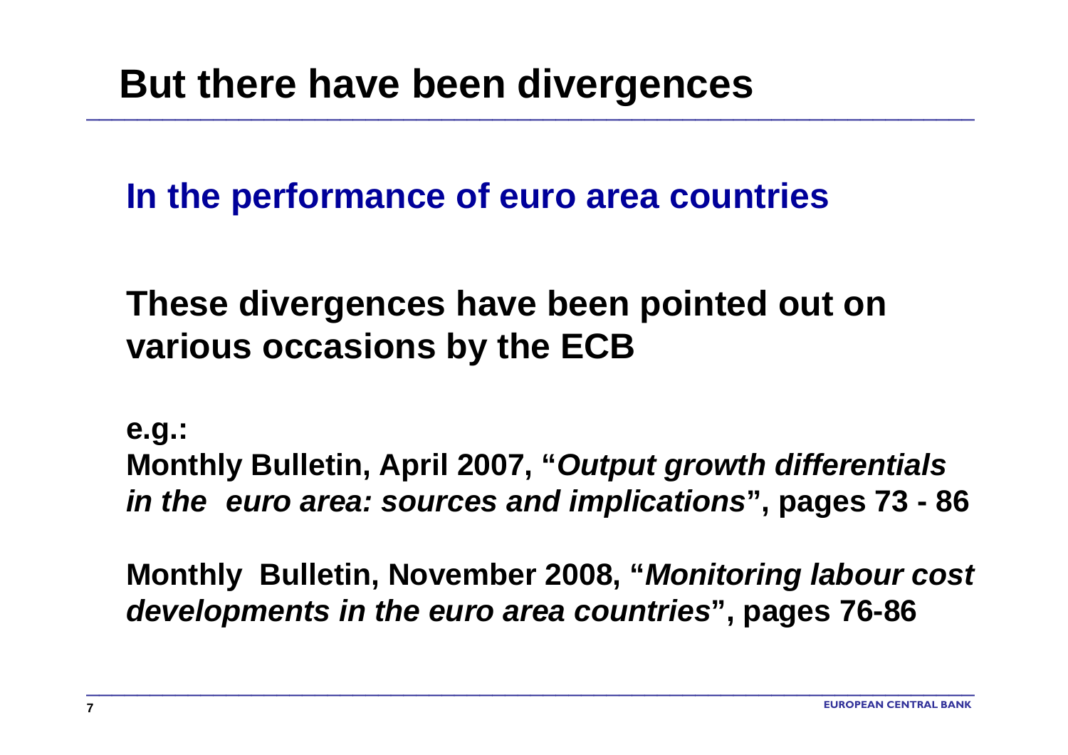# But there have been divergences

## In the performance of euro area countries

**These divergences have been pointed out on various occasions by the ECB**

**e.g.:**
**Monthly Bulletin, April 2007, "*Output growth differentials in the euro area: sources and implications*", pages 73 - 86**

**Monthly Bulletin, November 2008, "*Monitoring labour cost developments in the euro area countries*", pages 76-86**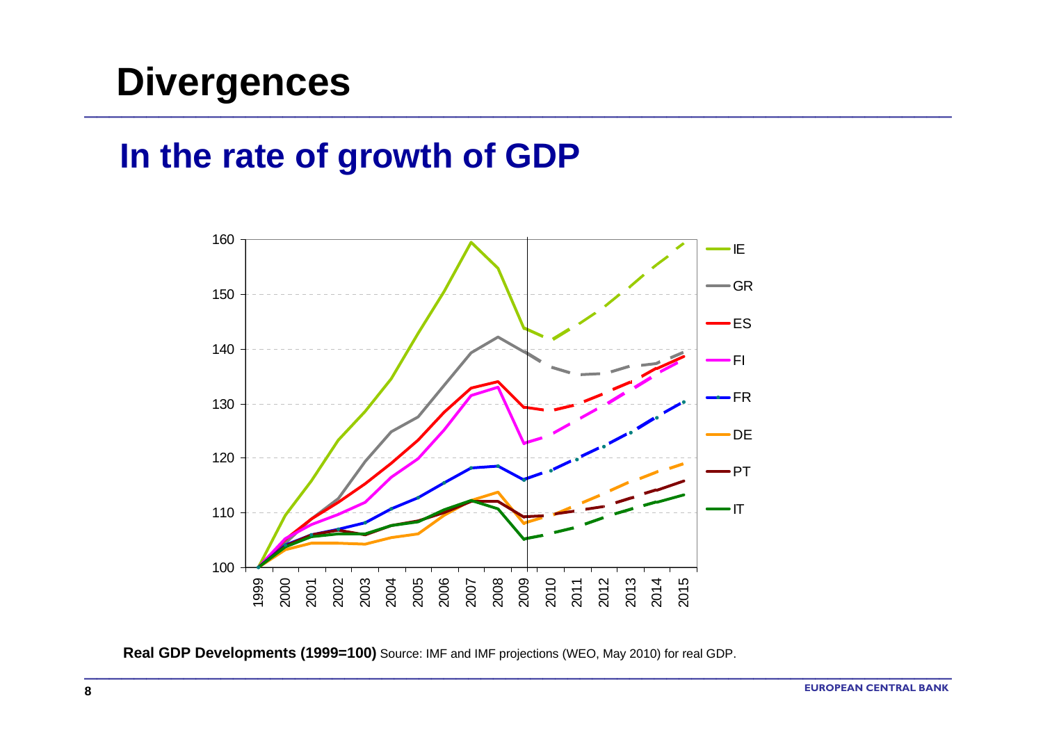# Divergences

## In the rate of growth of GDP

**Real GDP Developments (1999=100)** Source: IMF and IMF projections (WEO, May 2010) for real GDP.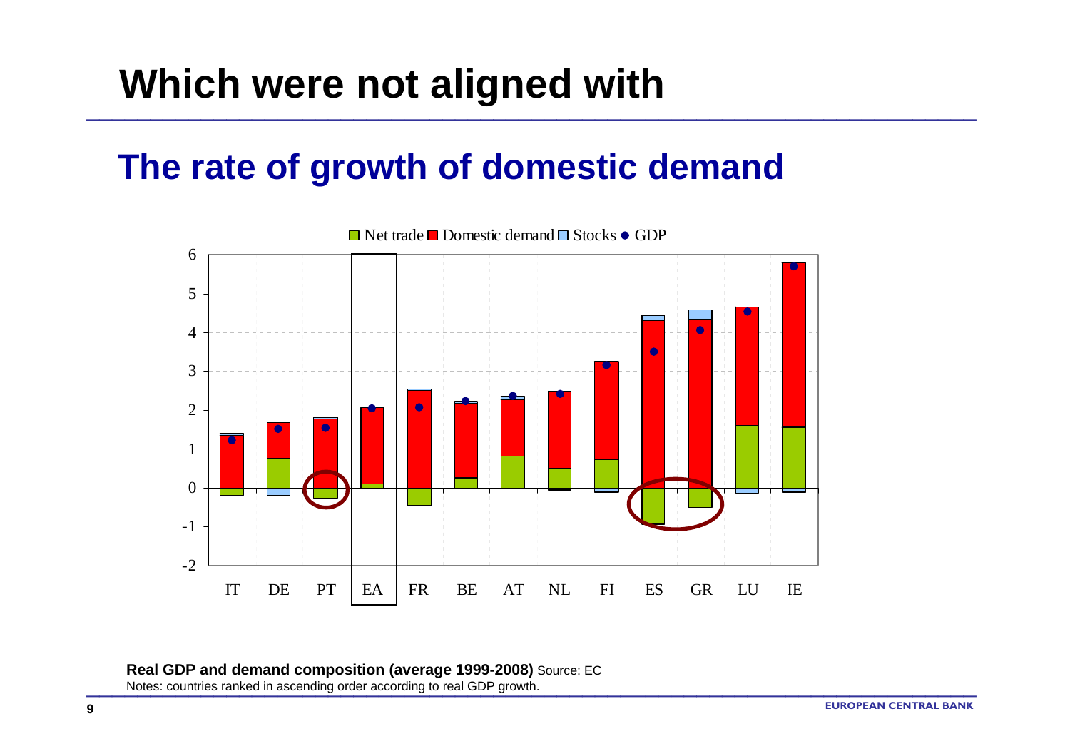# Which were not aligned with

## The rate of growth of domestic demand

**Real GDP and demand composition (average 1999-2008)** Source: EC

Notes: countries ranked in ascending order according to real GDP growth.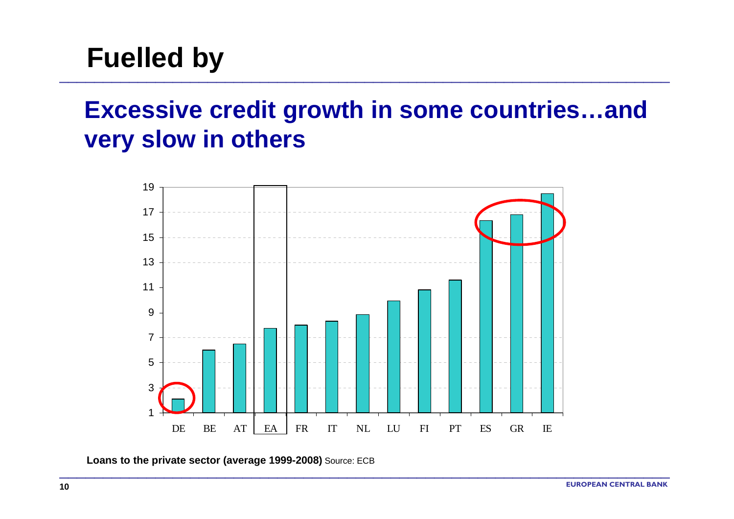# Fuelled by

## Excessive credit growth in some countries…and very slow in others

**Loans to the private sector (average 1999-2008)** Source: ECB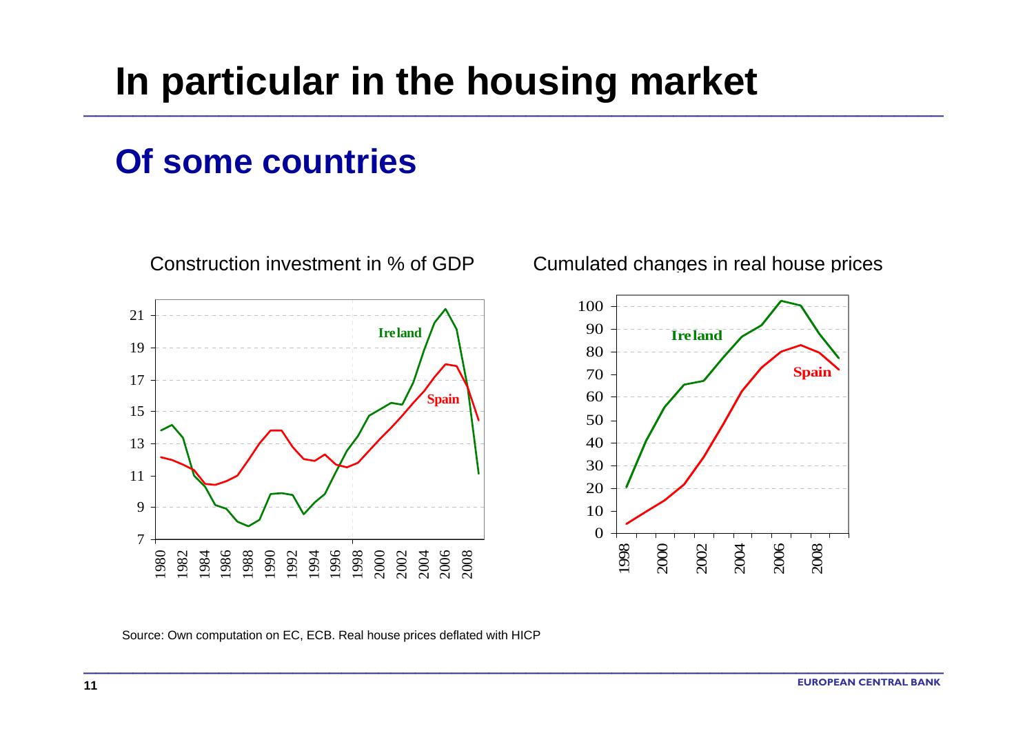# In particular in the housing market

## Of some countries

Construction investment in % of GDP

Cumulated changes in real house prices

Source: Own computation on EC, ECB. Real house prices deflated with HICP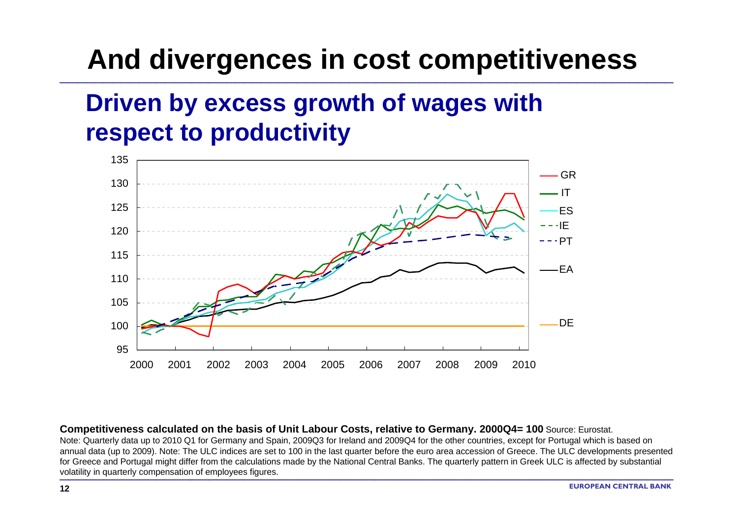# And divergences in cost competitiveness

## Driven by excess growth of wages with respect to productivity

**Competitiveness calculated on the basis of Unit Labour Costs, relative to Germany. 2000Q4= 100** Source: Eurostat.

Note: Quarterly data up to 2010 Q1 for Germany and Spain, 2009Q3 for Ireland and 2009Q4 for the other countries, except for Portugal which is based on annual data (up to 2009). Note: The ULC indices are set to 100 in the last quarter before the euro area accession of Greece. The ULC developments presented for Greece and Portugal might differ from the calculations made by the National Central Banks. The quarterly pattern in Greek ULC is affected by substantial volatility in quarterly compensation of employees figures.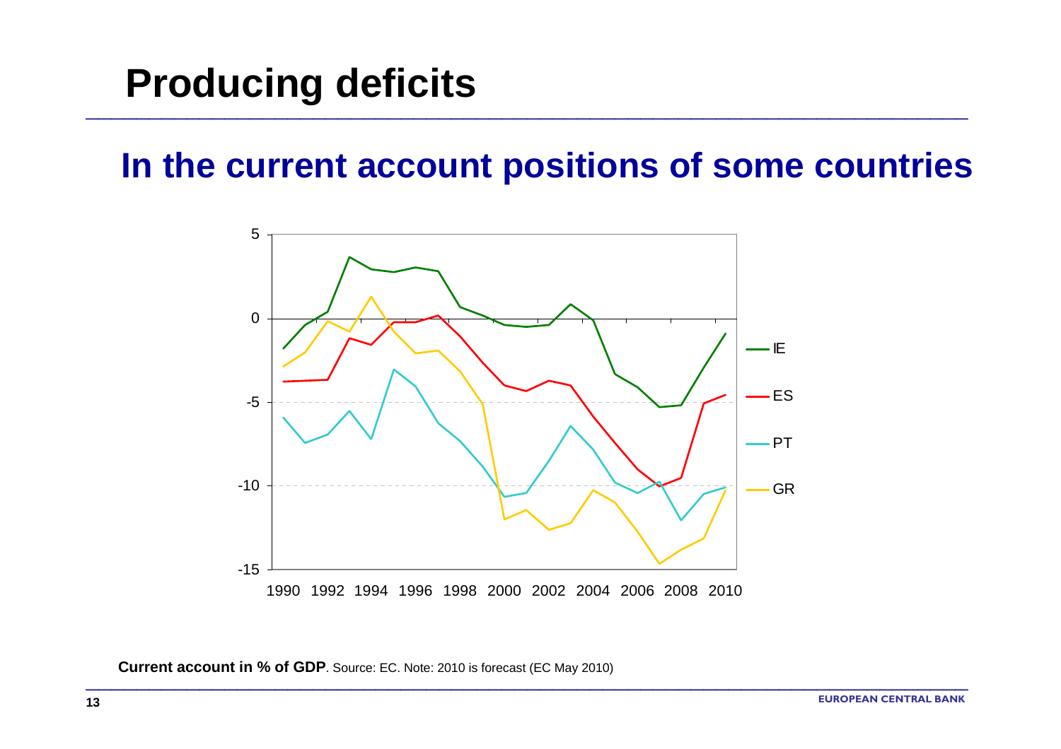# Producing deficits

## In the current account positions of some countries

**Current account in % of GDP**. Source: EC. Note: 2010 is forecast (EC May 2010)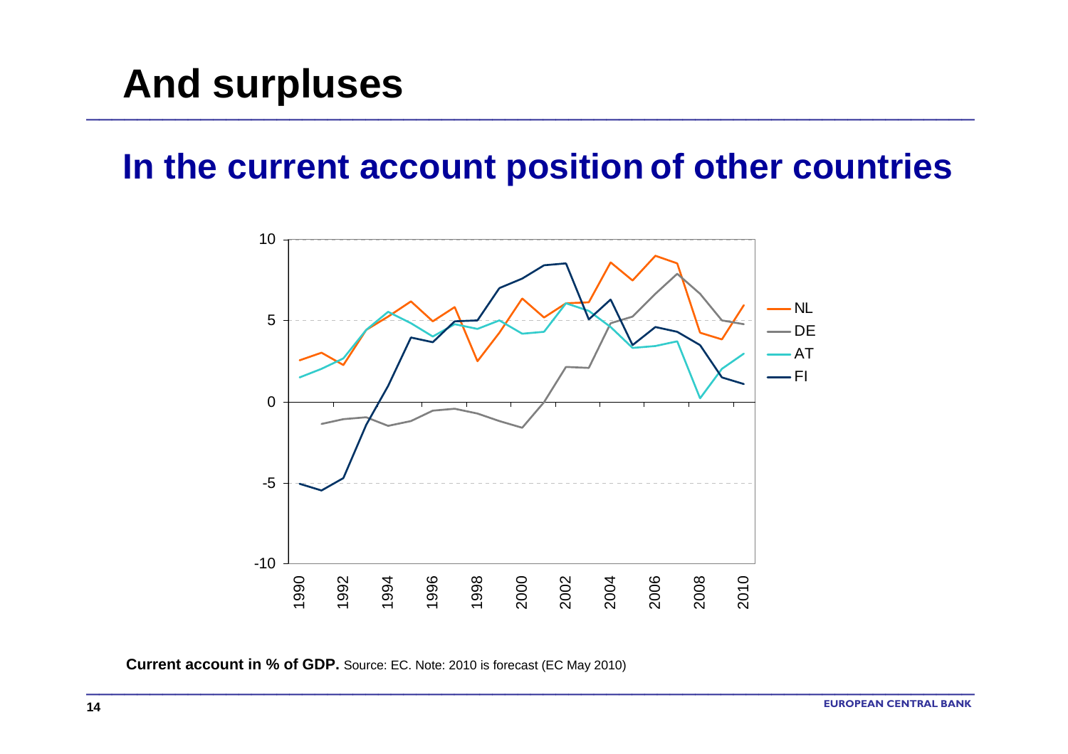# And surpluses

## In the current account position of other countries

**Current account in % of GDP.** Source: EC. Note: 2010 is forecast (EC May 2010)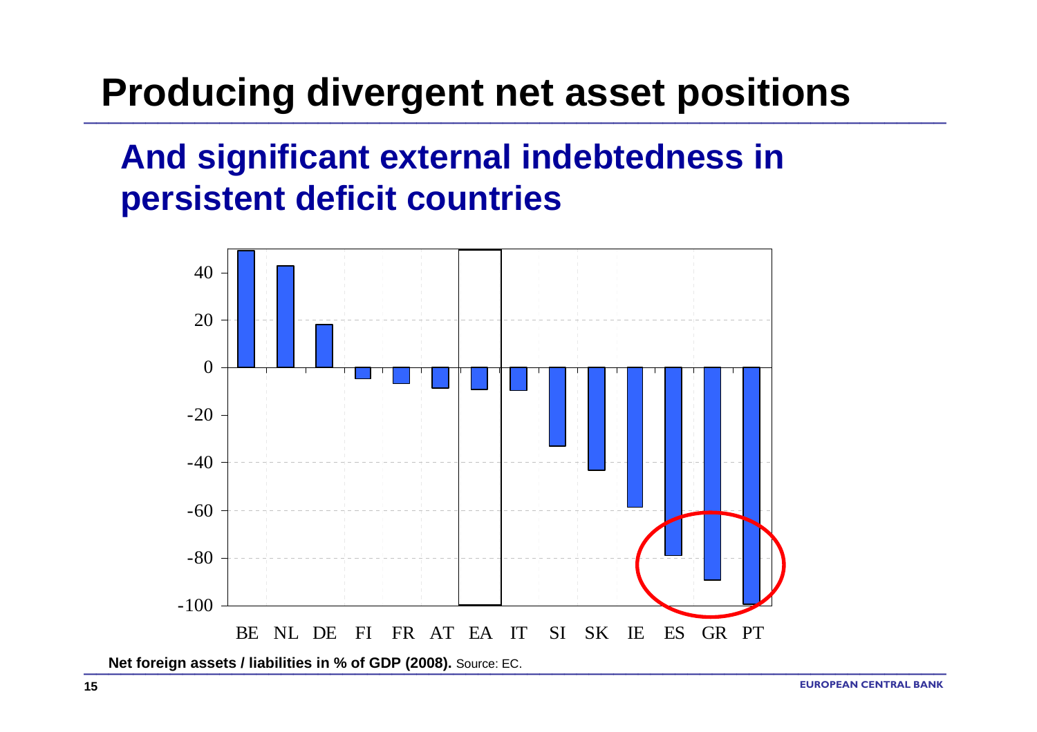# Producing divergent net asset positions

## And significant external indebtedness in persistent deficit countries

**Net foreign assets / liabilities in % of GDP (2008).** Source: EC.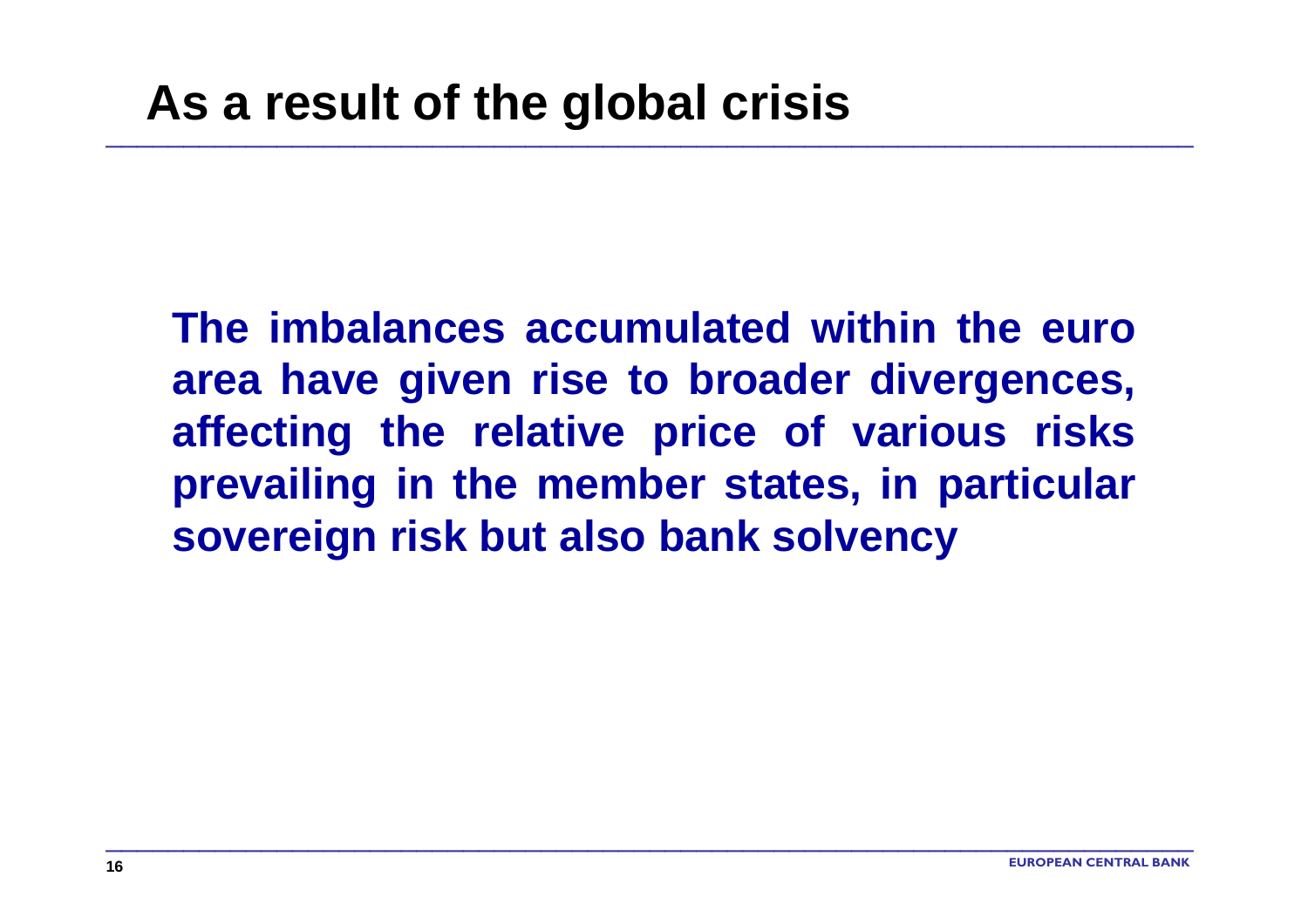# As a result of the global crisis

**The imbalances accumulated within the euro area have given rise to broader divergences, affecting the relative price of various risks prevailing in the member states, in particular sovereign risk but also bank solvency**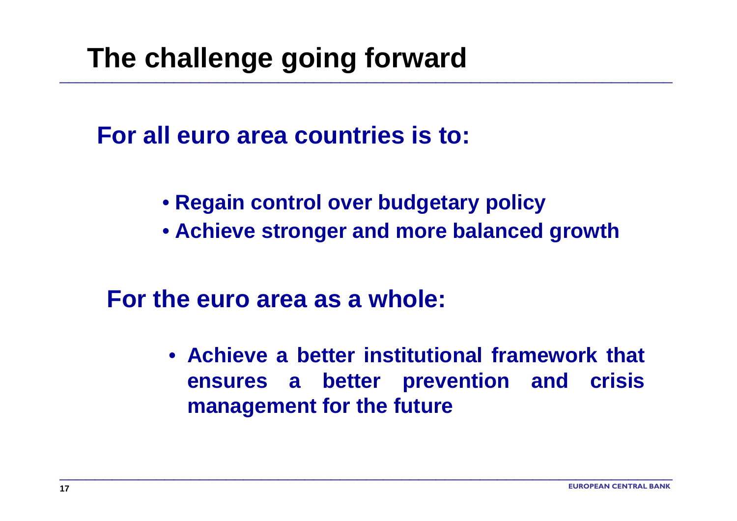# The challenge going forward

**For all euro area countries is to:**

- **Regain control over budgetary policy**
- **Achieve stronger and more balanced growth**

**For the euro area as a whole:**

- **Achieve a better institutional framework that ensures a better prevention and crisis management for the future**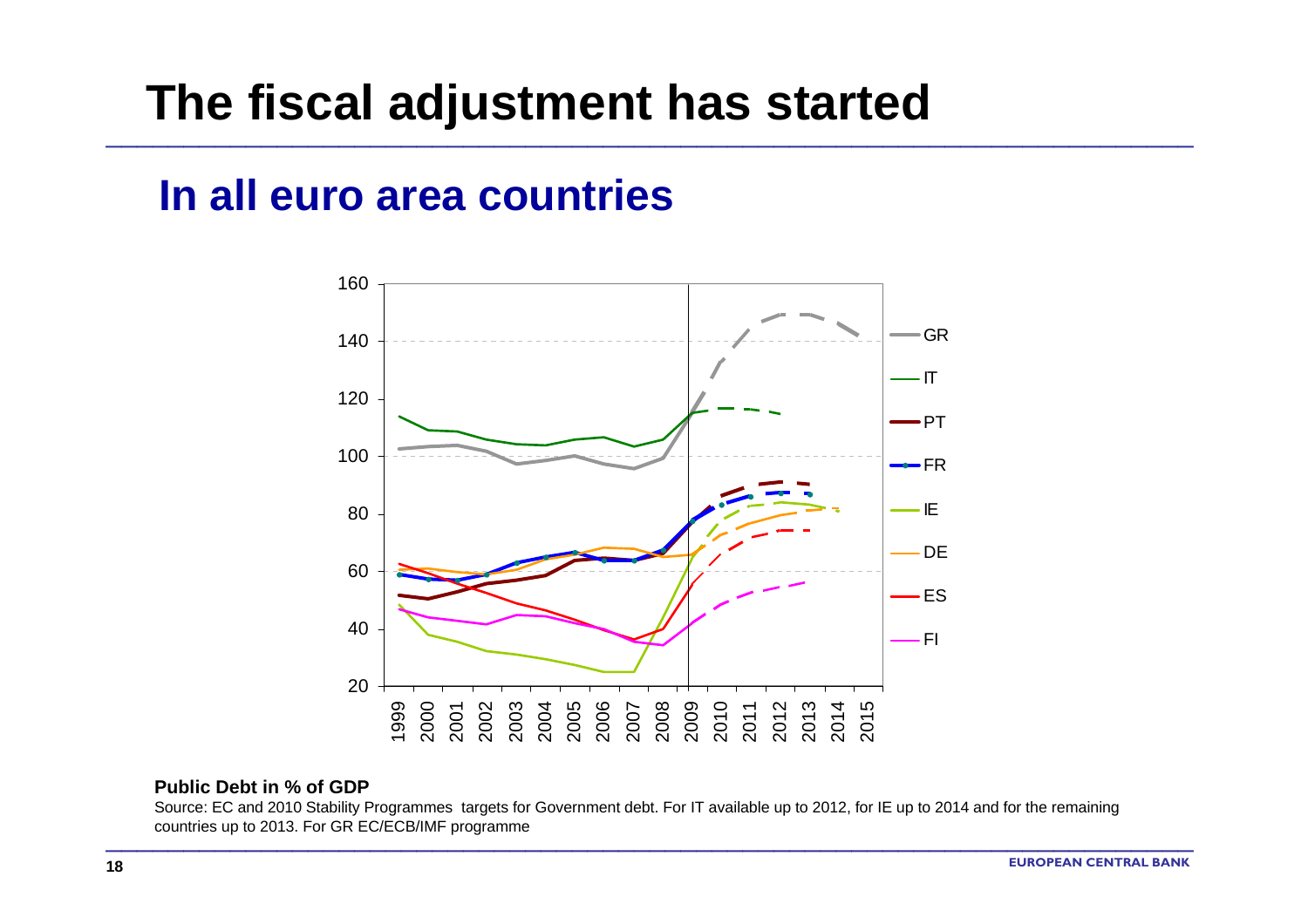# The fiscal adjustment has started

## In all euro area countries

**Public Debt in % of GDP**

Source: EC and 2010 Stability Programmes targets for Government debt. For IT available up to 2012, for IE up to 2014 and for the remaining countries up to 2013. For GR EC/ECB/IMF programme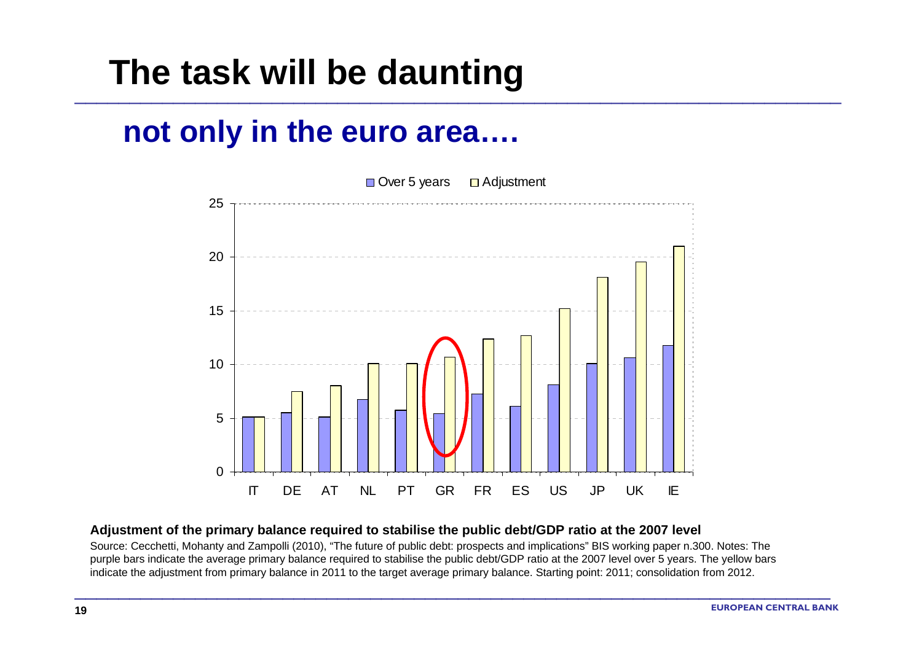# The task will be daunting

## not only in the euro area….

**Adjustment of the primary balance required to stabilise the public debt/GDP ratio at the 2007 level**

Source: Cecchetti, Mohanty and Zampolli (2010), "The future of public debt: prospects and implications" BIS working paper n.300. Notes: The purple bars indicate the average primary balance required to stabilise the public debt/GDP ratio at the 2007 level over 5 years. The yellow bars indicate the adjustment from primary balance in 2011 to the target average primary balance. Starting point: 2011; consolidation from 2012.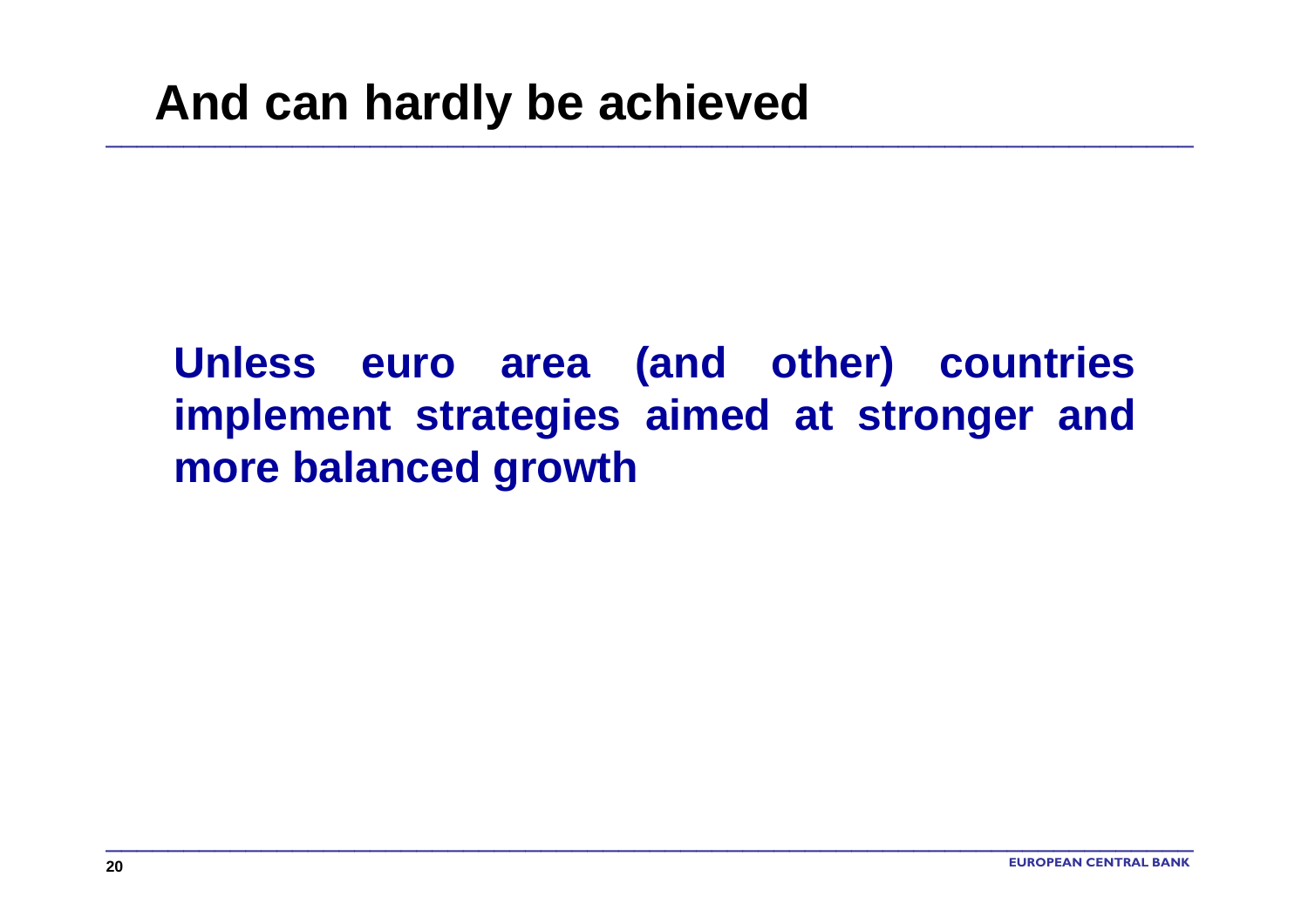# And can hardly be achieved

**Unless euro area (and other) countries implement strategies aimed at stronger and more balanced growth**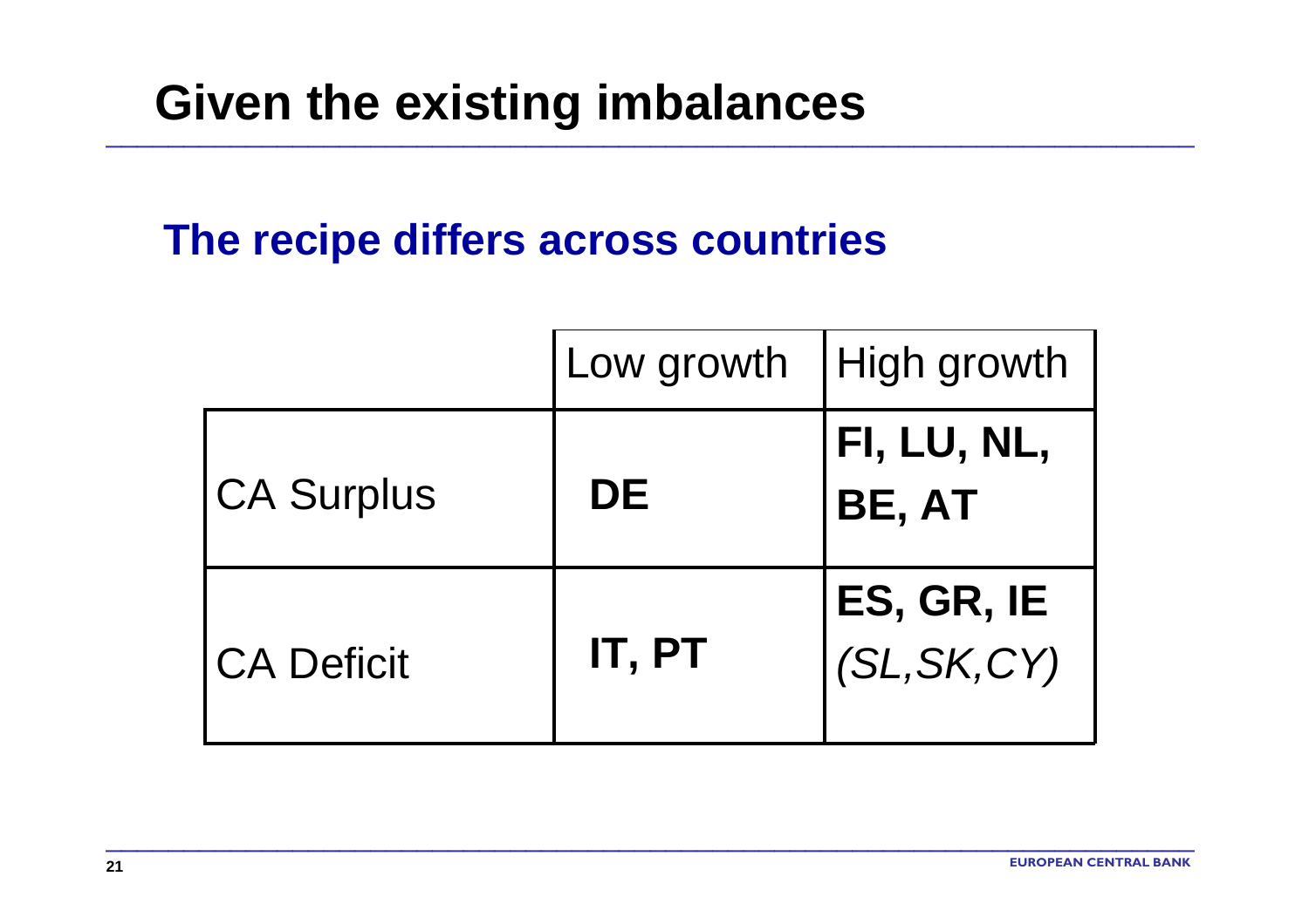# Given the existing imbalances

## The recipe differs across countries

| | Low growth | High growth |
|---|---|---|
| CA Surplus | **DE** | **FI, LU, NL, BE, AT** |
| CA Deficit | **IT, PT** | **ES, GR, IE** *(SL,SK,CY)* |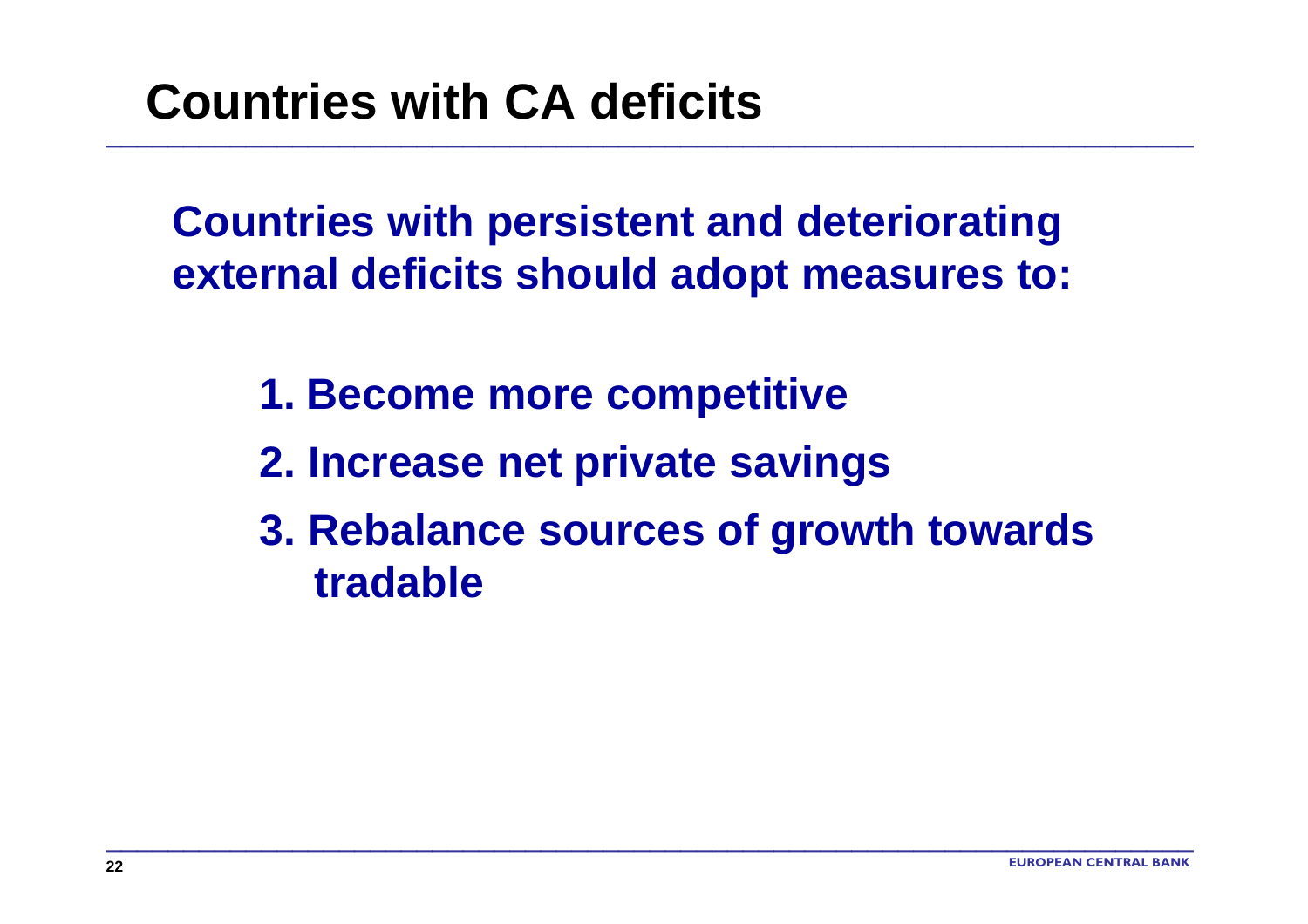# Countries with CA deficits

**Countries with persistent and deteriorating external deficits should adopt measures to:**

1. **Become more competitive**
2. **Increase net private savings**
3. **Rebalance sources of growth towards tradable**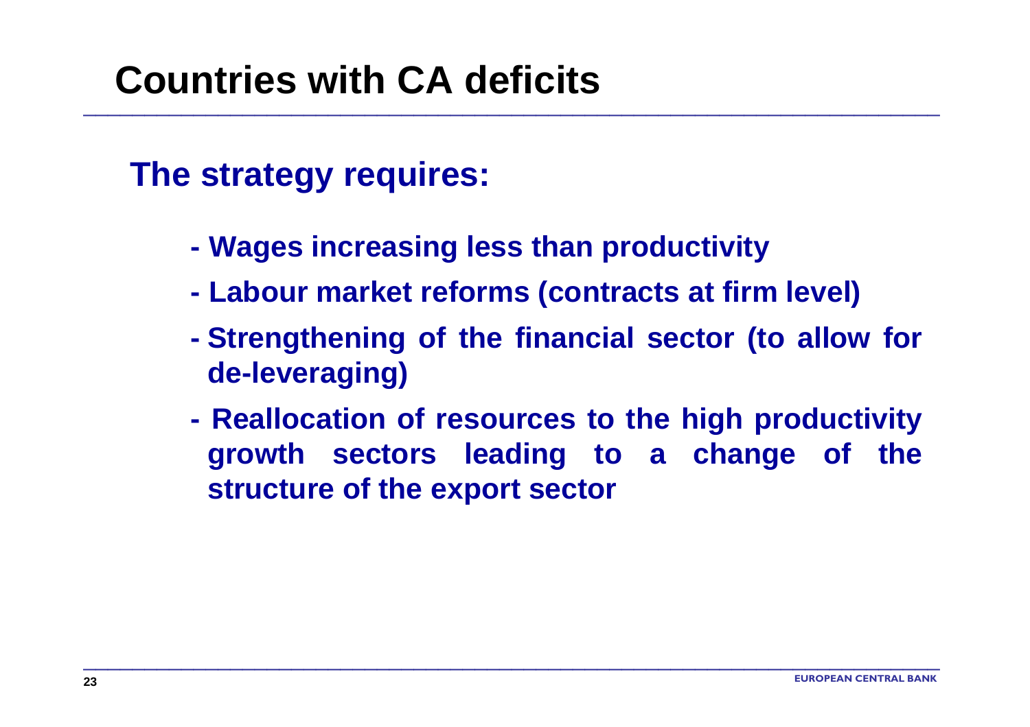# Countries with CA deficits

## The strategy requires:

- Wages increasing less than productivity
- Labour market reforms (contracts at firm level)
- Strengthening of the financial sector (to allow for de-leveraging)
- Reallocation of resources to the high productivity growth sectors leading to a change of the structure of the export sector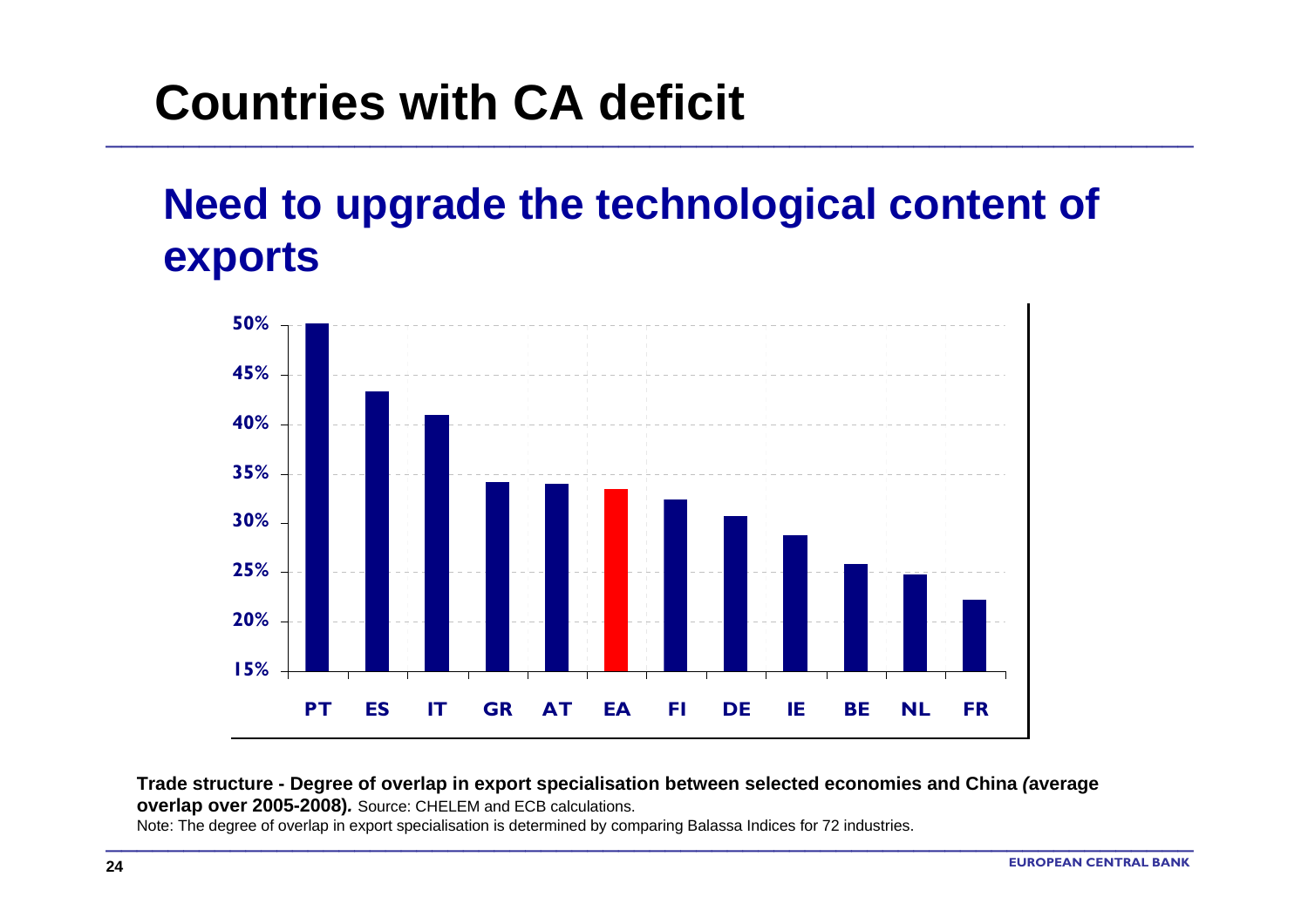# Countries with CA deficit

## Need to upgrade the technological content of exports

| Country | Overlap |
|---|---|
| PT | ~50% |
| ES | ~43% |
| IT | ~41% |
| GR | ~34% |
| AT | ~34% |
| EA | ~33.5% |
| FI | ~32.5% |
| DE | ~31% |
| IE | ~29% |
| BE | ~26% |
| NL | ~25% |
| FR | ~22% |

**Trade structure - Degree of overlap in export specialisation between selected economies and China *(*average overlap over 2005-2008)*.*** Source: CHELEM and ECB calculations.

Note: The degree of overlap in export specialisation is determined by comparing Balassa Indices for 72 industries.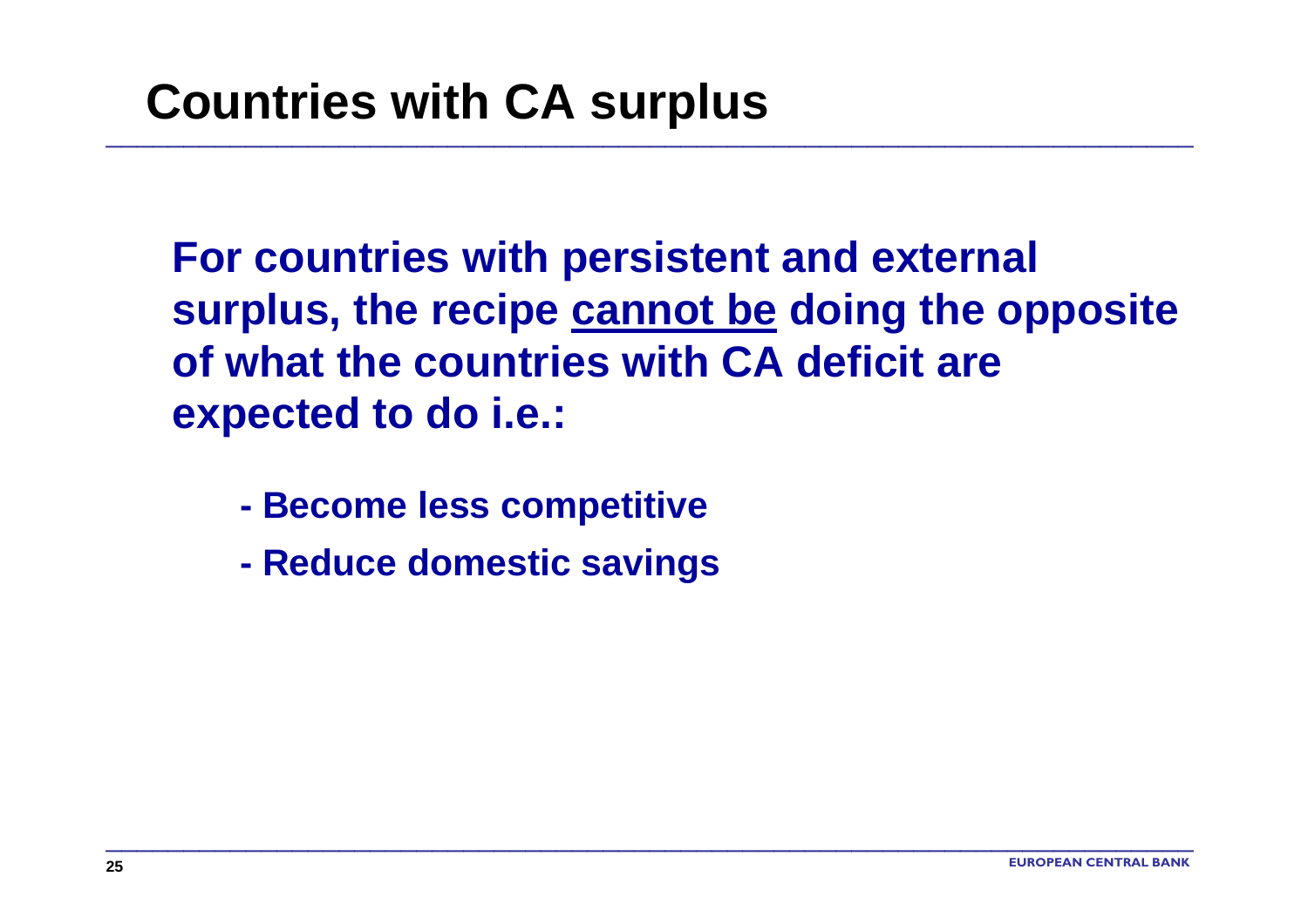# Countries with CA surplus

**For countries with persistent and external surplus, the recipe <u>cannot be</u> doing the opposite of what the countries with CA deficit are expected to do i.e.:**

- **Become less competitive**
- **Reduce domestic savings**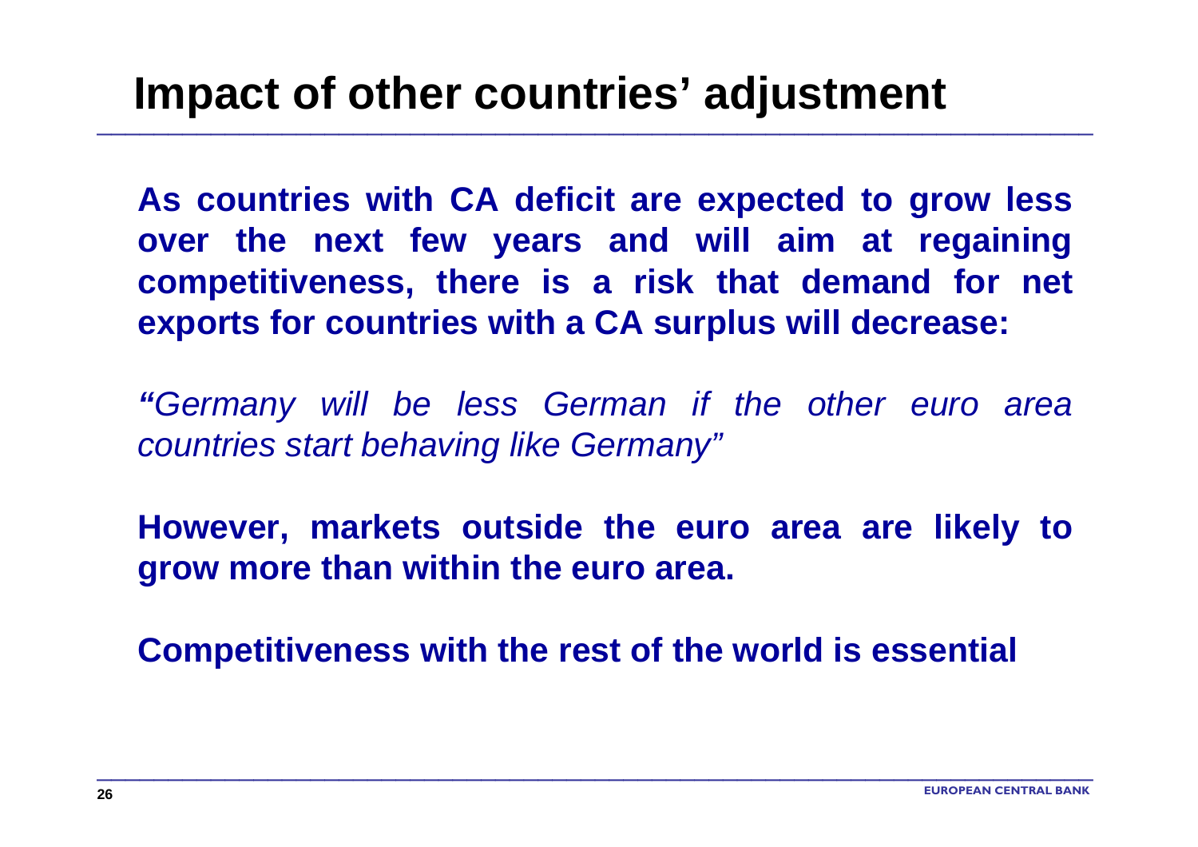# Impact of other countries' adjustment

**As countries with CA deficit are expected to grow less over the next few years and will aim at regaining competitiveness, there is a risk that demand for net exports for countries with a CA surplus will decrease:**

*"Germany will be less German if the other euro area countries start behaving like Germany"*

**However, markets outside the euro area are likely to grow more than within the euro area.**

**Competitiveness with the rest of the world is essential**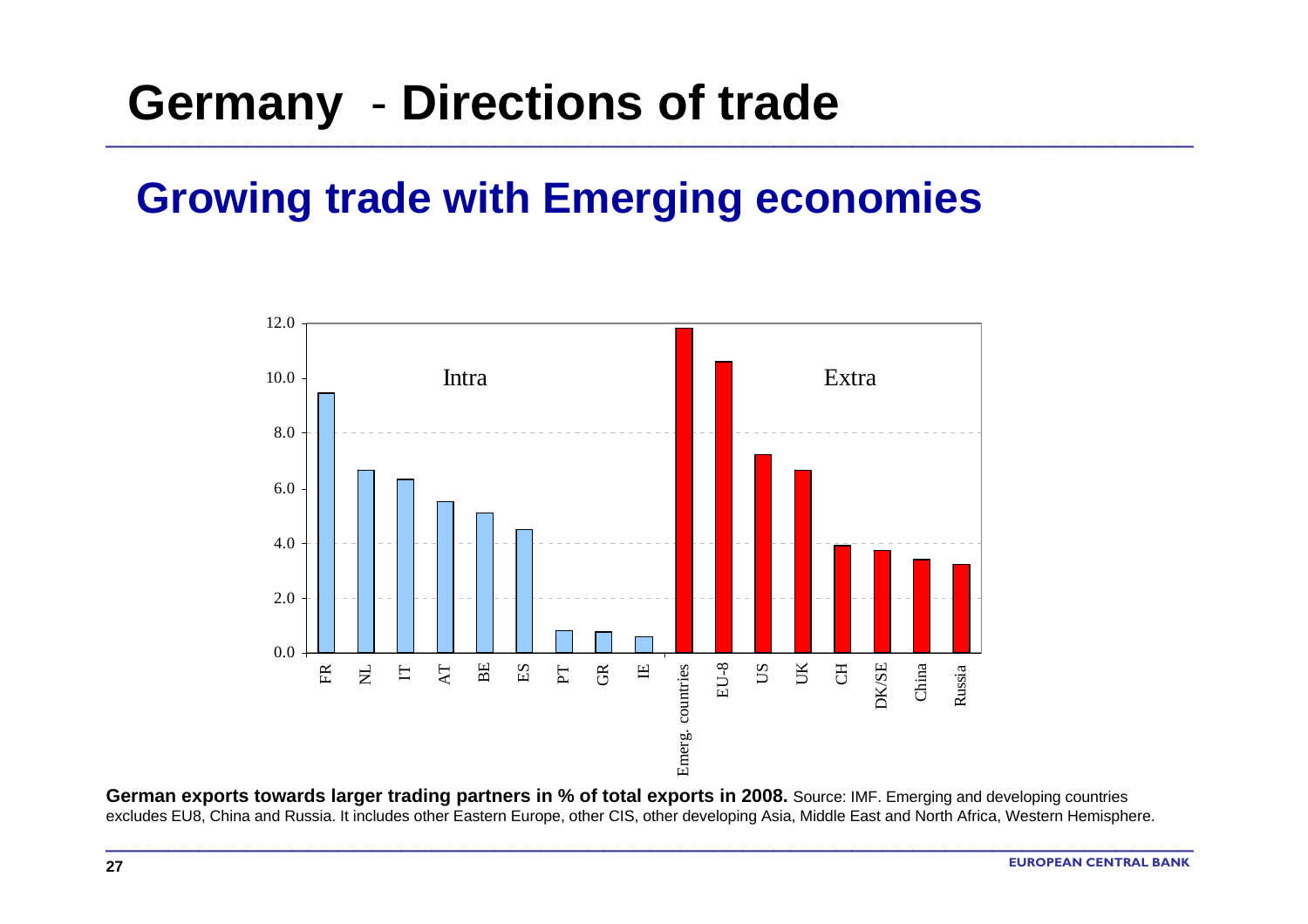# Germany - Directions of trade

## Growing trade with Emerging economies

| | Country | Value |
|---|---|---|
| Intra | FR | 9.5 |
| | NL | 6.7 |
| | IT | 6.3 |
| | AT | 5.5 |
| | BE | 5.1 |
| | ES | 4.5 |
| | PT | 0.8 |
| | GR | 0.8 |
| | IE | 0.6 |
| Extra | Emerg. countries | 11.8 |
| | EU-8 | 10.6 |
| | US | 7.2 |
| | UK | 6.7 |
| | CH | 3.9 |
| | DK/SE | 3.7 |
| | China | 3.4 |
| | Russia | 3.2 |

**German exports towards larger trading partners in % of total exports in 2008.** Source: IMF. Emerging and developing countries excludes EU8, China and Russia. It includes other Eastern Europe, other CIS, other developing Asia, Middle East and North Africa, Western Hemisphere.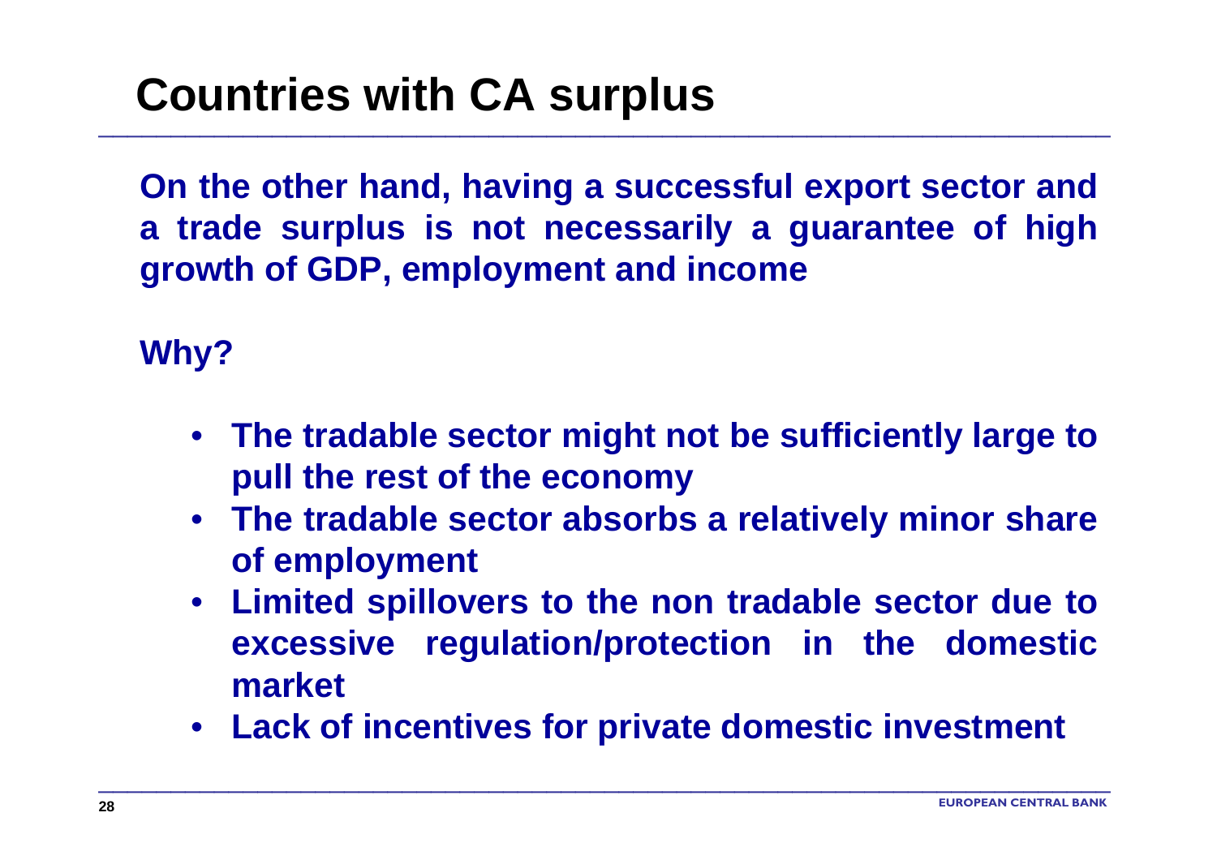# Countries with CA surplus

**On the other hand, having a successful export sector and a trade surplus is not necessarily a guarantee of high growth of GDP, employment and income**

**Why?**

- **The tradable sector might not be sufficiently large to pull the rest of the economy**
- **The tradable sector absorbs a relatively minor share of employment**
- **Limited spillovers to the non tradable sector due to excessive regulation/protection in the domestic market**
- **Lack of incentives for private domestic investment**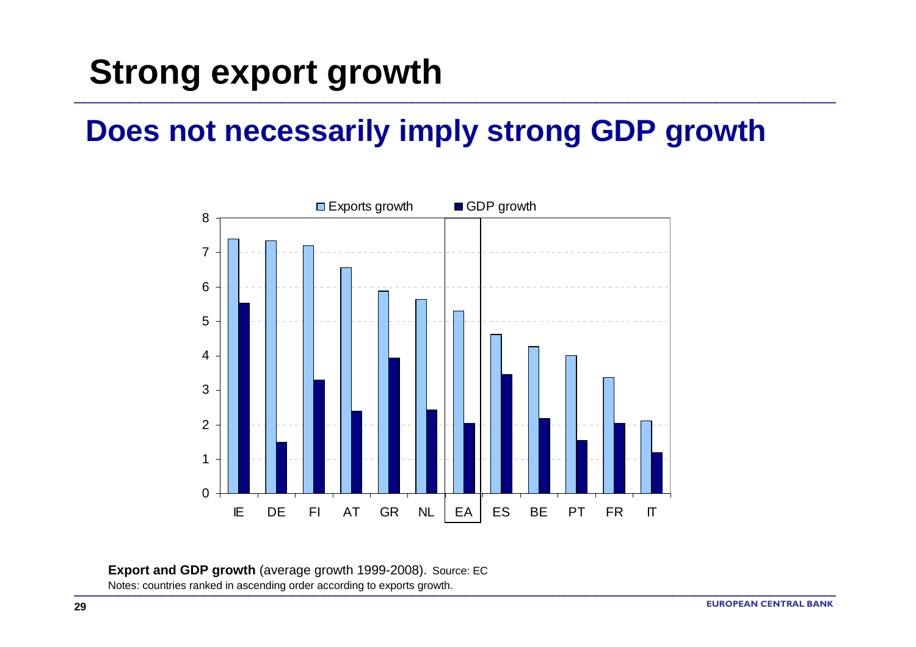# Strong export growth

## Does not necessarily imply strong GDP growth

**Export and GDP growth** (average growth 1999-2008). Source: EC

Notes: countries ranked in ascending order according to exports growth.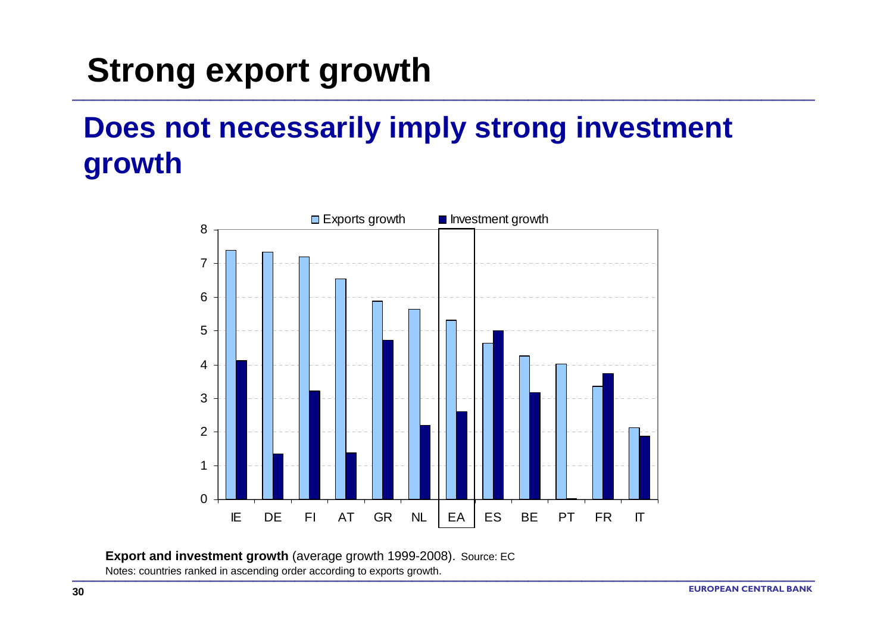# Strong export growth

## Does not necessarily imply strong investment growth

**Export and investment growth** (average growth 1999-2008). Source: EC

Notes: countries ranked in ascending order according to exports growth.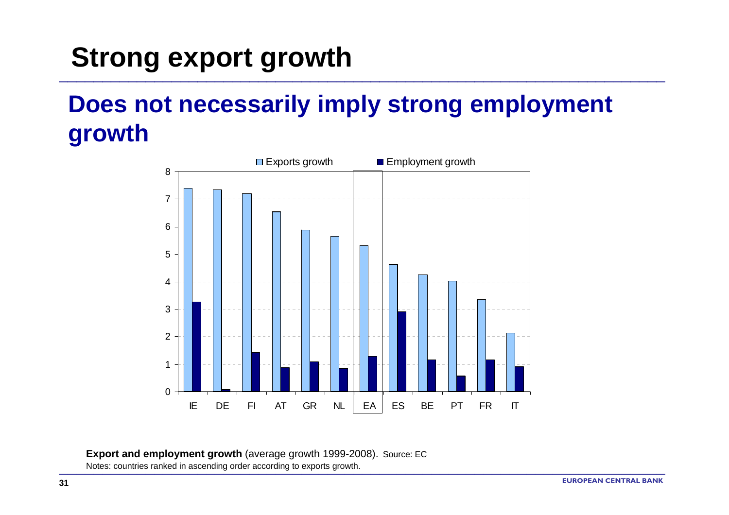# Strong export growth

## Does not necessarily imply strong employment growth

**Export and employment growth** (average growth 1999-2008). Source: EC

Notes: countries ranked in ascending order according to exports growth.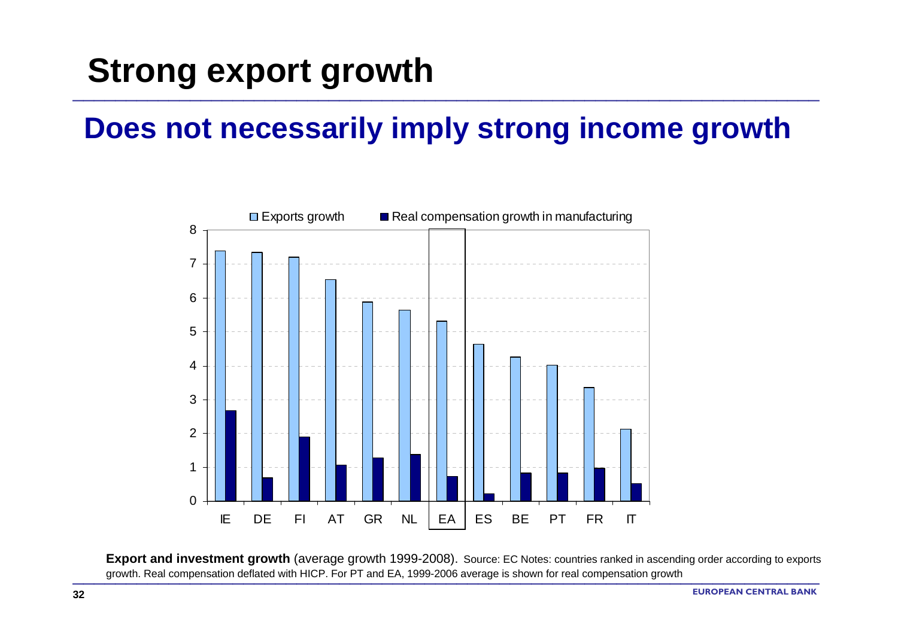# Strong export growth

## Does not necessarily imply strong income growth

**Export and investment growth** (average growth 1999-2008). Source: EC Notes: countries ranked in ascending order according to exports growth. Real compensation deflated with HICP. For PT and EA, 1999-2006 average is shown for real compensation growth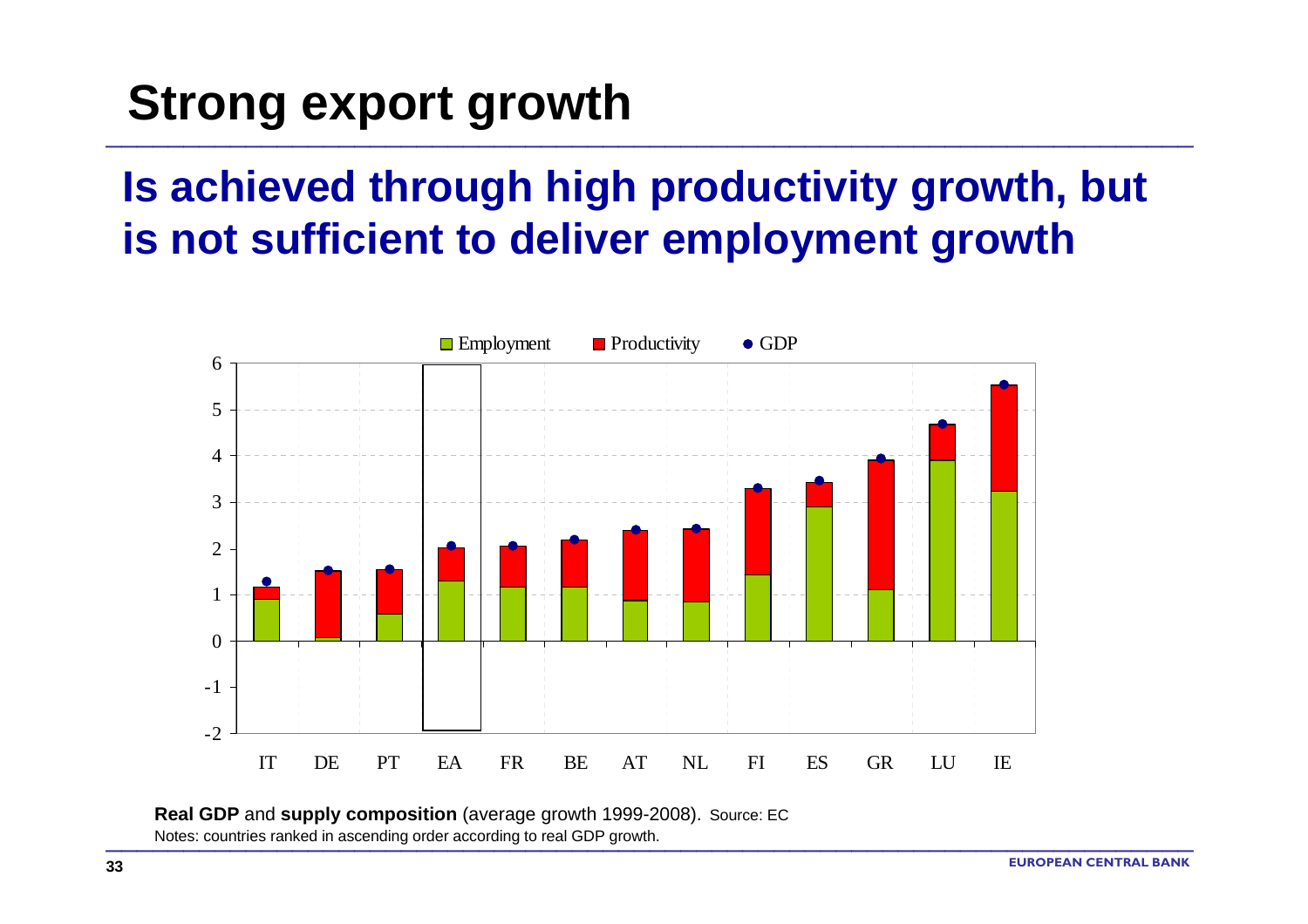# Strong export growth

## Is achieved through high productivity growth, but is not sufficient to deliver employment growth

**Real GDP** and **supply composition** (average growth 1999-2008). Source: EC

Notes: countries ranked in ascending order according to real GDP growth.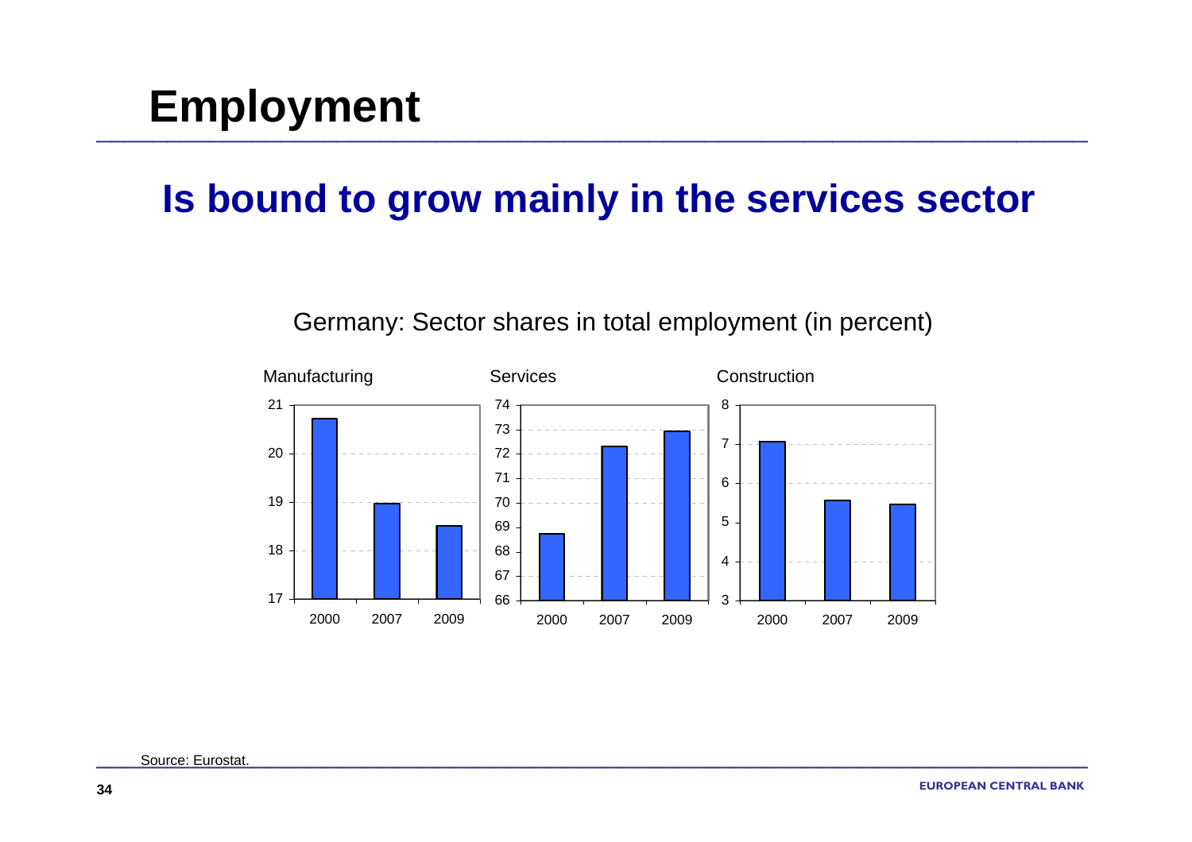# Employment

## Is bound to grow mainly in the services sector

Germany: Sector shares in total employment (in percent)

Manufacturing

Services

Construction

Source: Eurostat.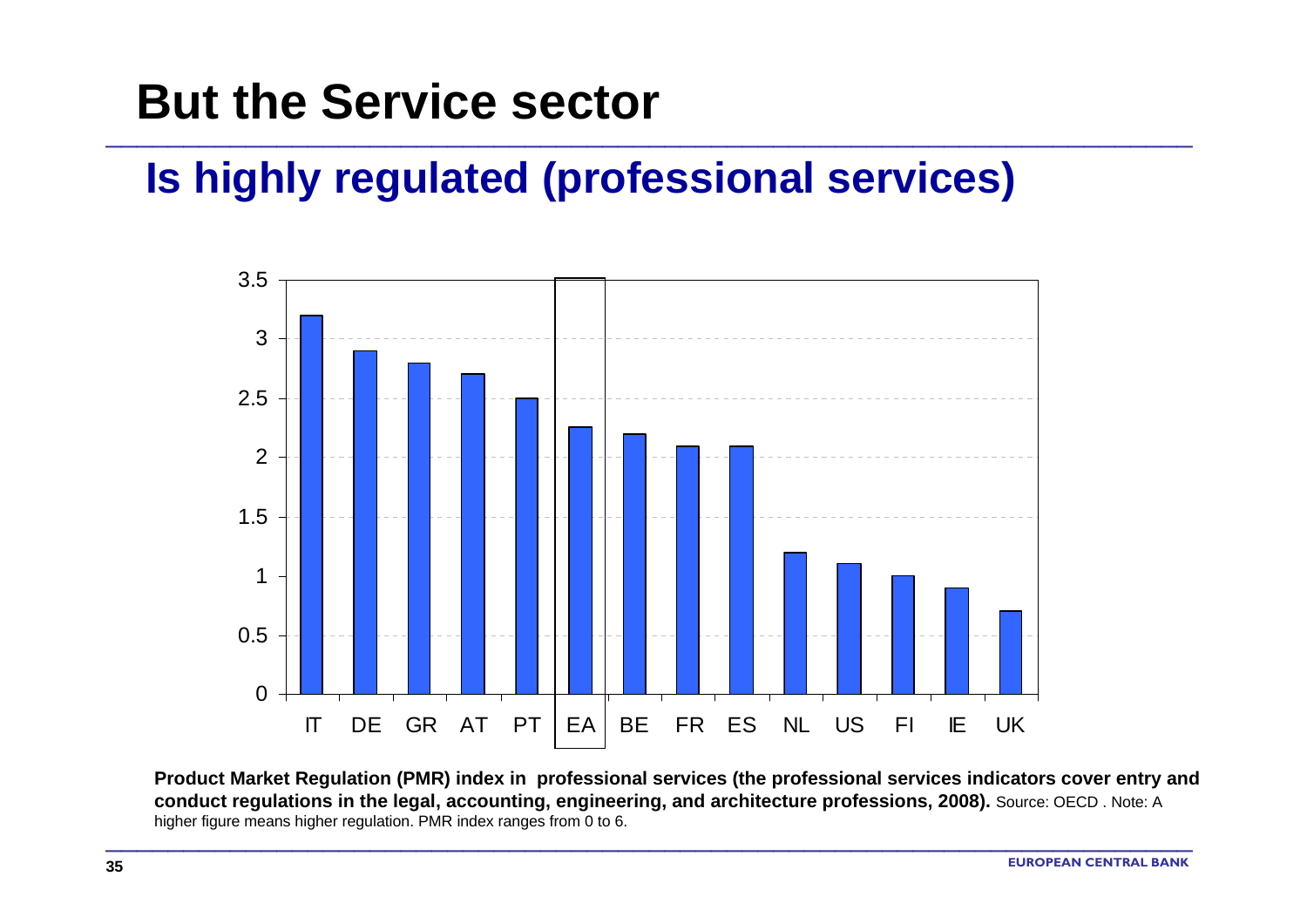# But the Service sector

## Is highly regulated (professional services)

| Country | PMR index |
|---|---|
| IT | 3.2 |
| DE | 2.9 |
| GR | 2.8 |
| AT | 2.7 |
| PT | 2.5 |
| EA | 2.26 |
| BE | 2.2 |
| FR | 2.1 |
| ES | 2.1 |
| NL | 1.2 |
| US | 1.1 |
| FI | 1.0 |
| IE | 0.9 |
| UK | 0.7 |

**Product Market Regulation (PMR) index in professional services (the professional services indicators cover entry and conduct regulations in the legal, accounting, engineering, and architecture professions, 2008).** Source: OECD . Note: A higher figure means higher regulation. PMR index ranges from 0 to 6.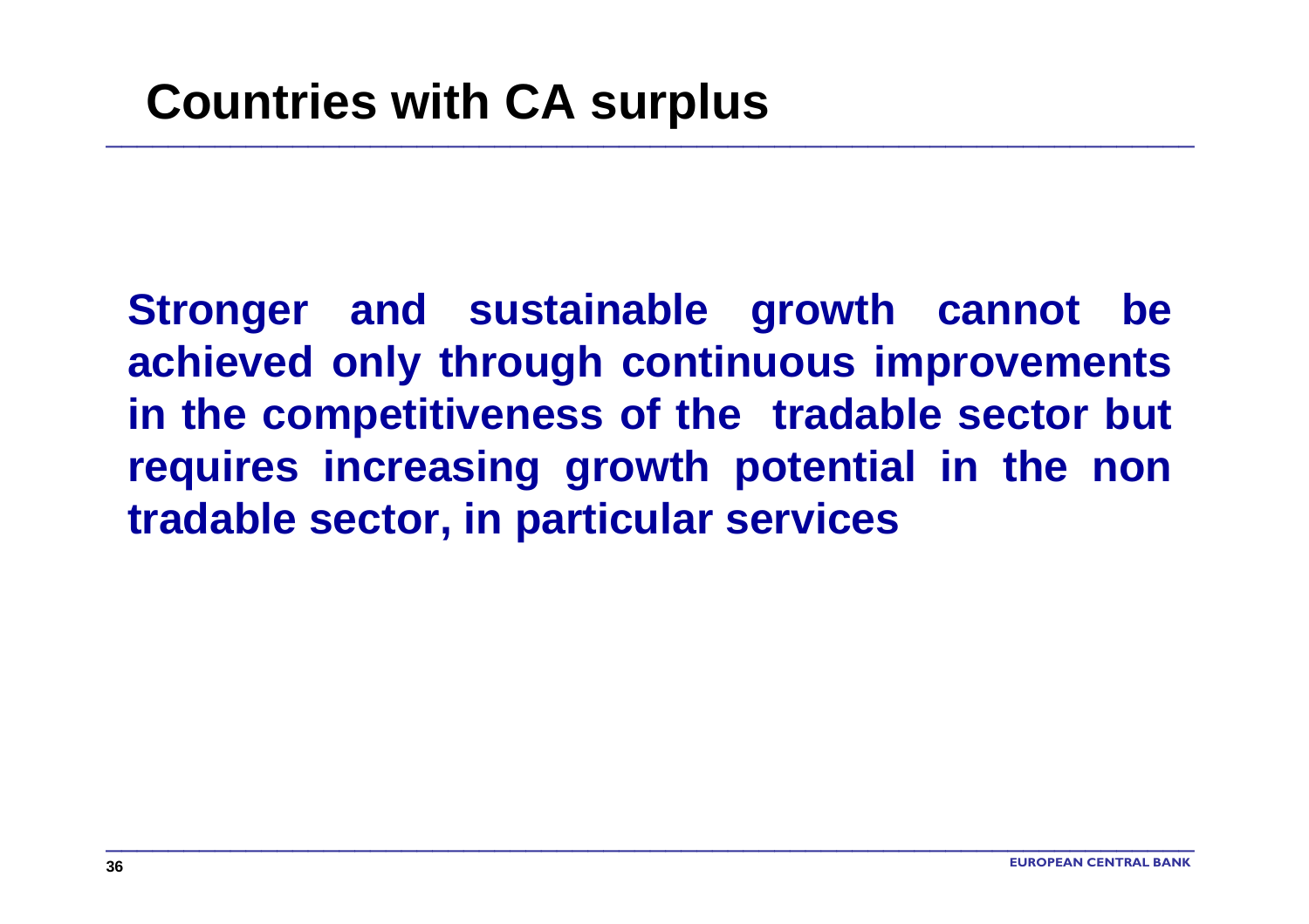# Countries with CA surplus

**Stronger and sustainable growth cannot be achieved only through continuous improvements in the competitiveness of the tradable sector but requires increasing growth potential in the non tradable sector, in particular services**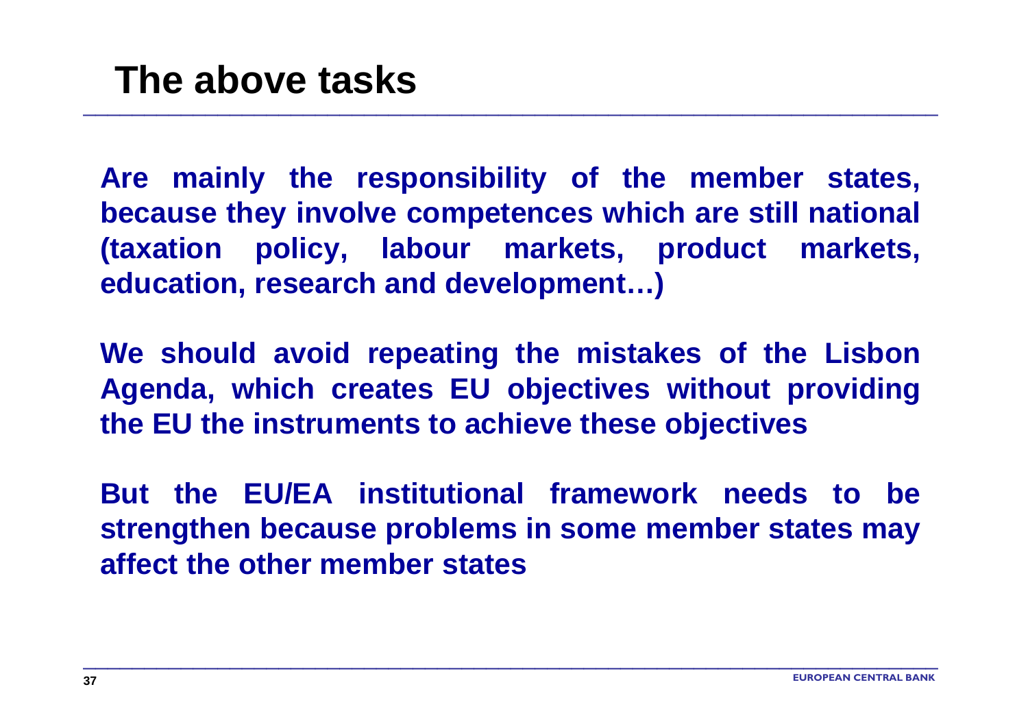# The above tasks

**Are mainly the responsibility of the member states, because they involve competences which are still national (taxation policy, labour markets, product markets, education, research and development…)**

**We should avoid repeating the mistakes of the Lisbon Agenda, which creates EU objectives without providing the EU the instruments to achieve these objectives**

**But the EU/EA institutional framework needs to be strengthen because problems in some member states may affect the other member states**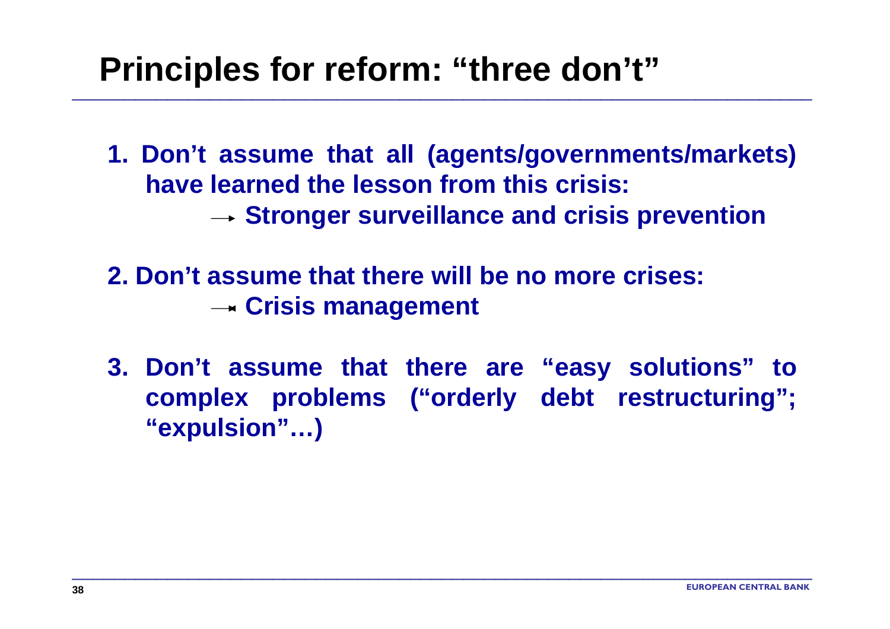# Principles for reform: "three don't"

1. **Don't assume that all (agents/governments/markets) have learned the lesson from this crisis:**
   → **Stronger surveillance and crisis prevention**

2. **Don't assume that there will be no more crises:**
   → **Crisis management**

3. **Don't assume that there are "easy solutions" to complex problems ("orderly debt restructuring"; "expulsion"…)**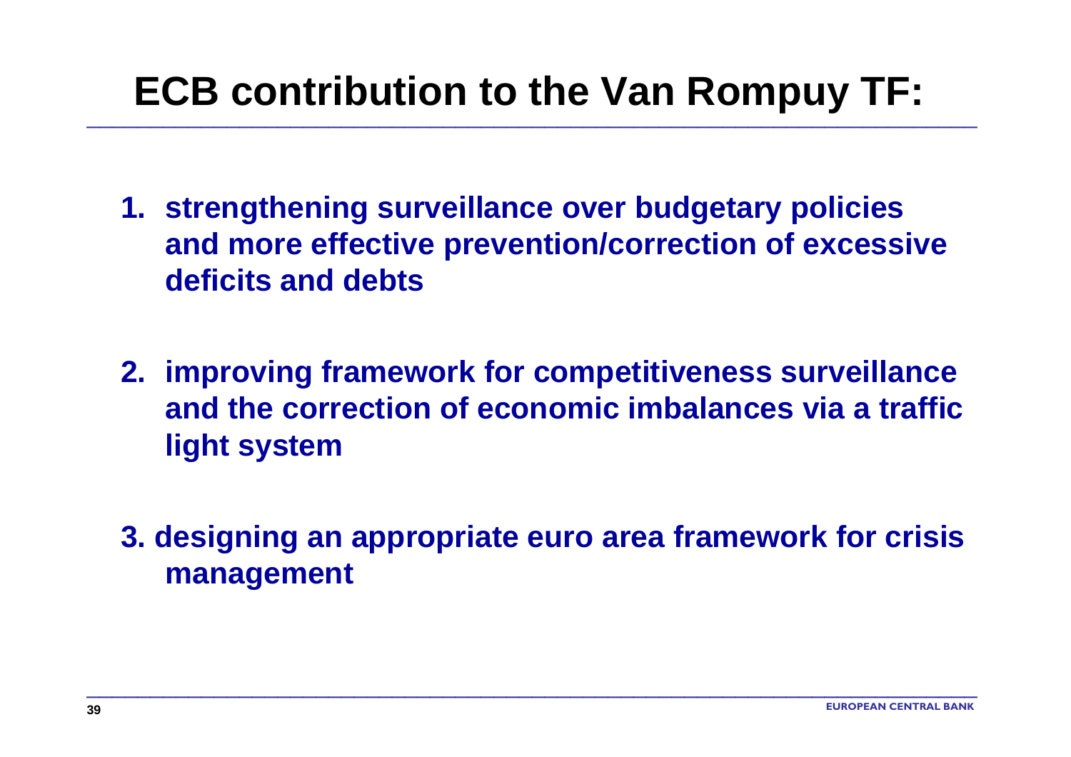# ECB contribution to the Van Rompuy TF:

1. **strengthening surveillance over budgetary policies and more effective prevention/correction of excessive deficits and debts**

2. **improving framework for competitiveness surveillance and the correction of economic imbalances via a traffic light system**

3. **designing an appropriate euro area framework for crisis management**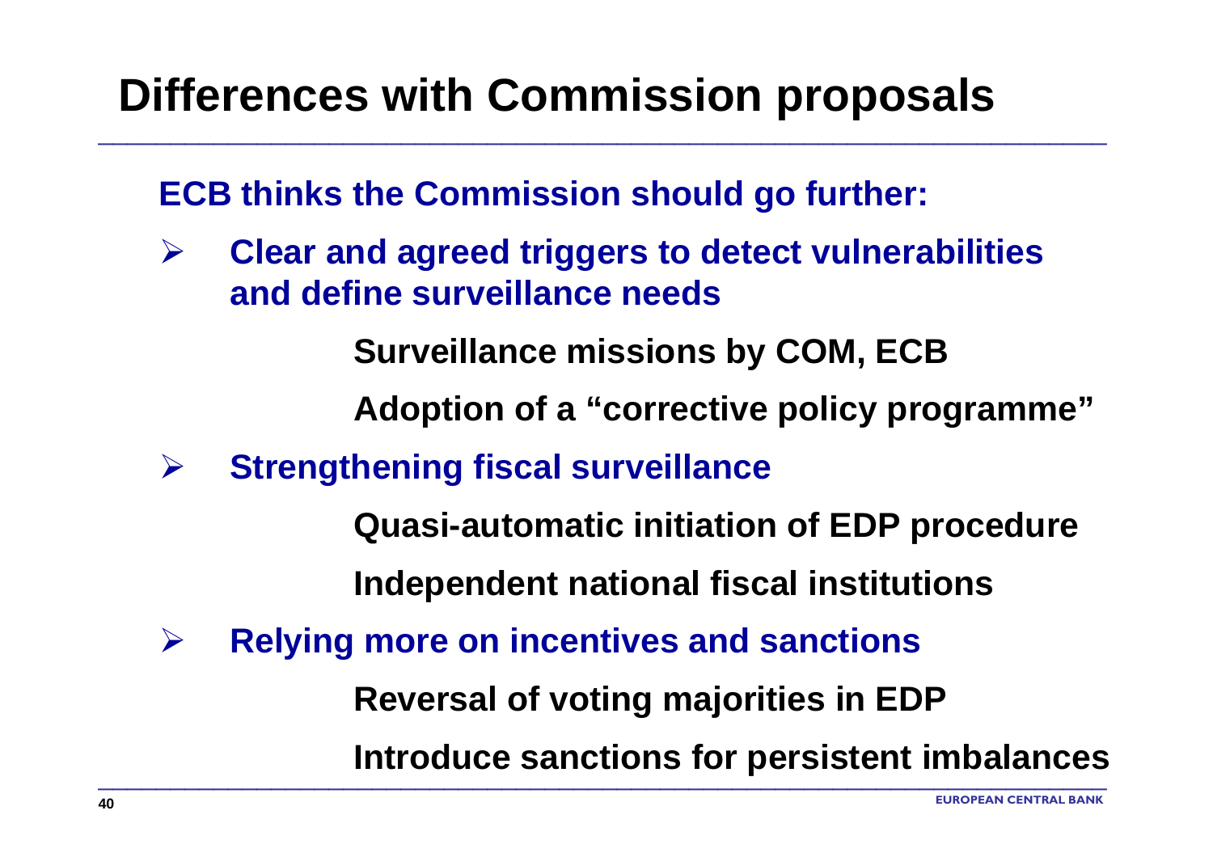# Differences with Commission proposals

**ECB thinks the Commission should go further:**

- **Clear and agreed triggers to detect vulnerabilities and define surveillance needs**
  - **Surveillance missions by COM, ECB**
  - **Adoption of a "corrective policy programme"**
- **Strengthening fiscal surveillance**
  - **Quasi-automatic initiation of EDP procedure**
  - **Independent national fiscal institutions**
- **Relying more on incentives and sanctions**
  - **Reversal of voting majorities in EDP**
  - **Introduce sanctions for persistent imbalances**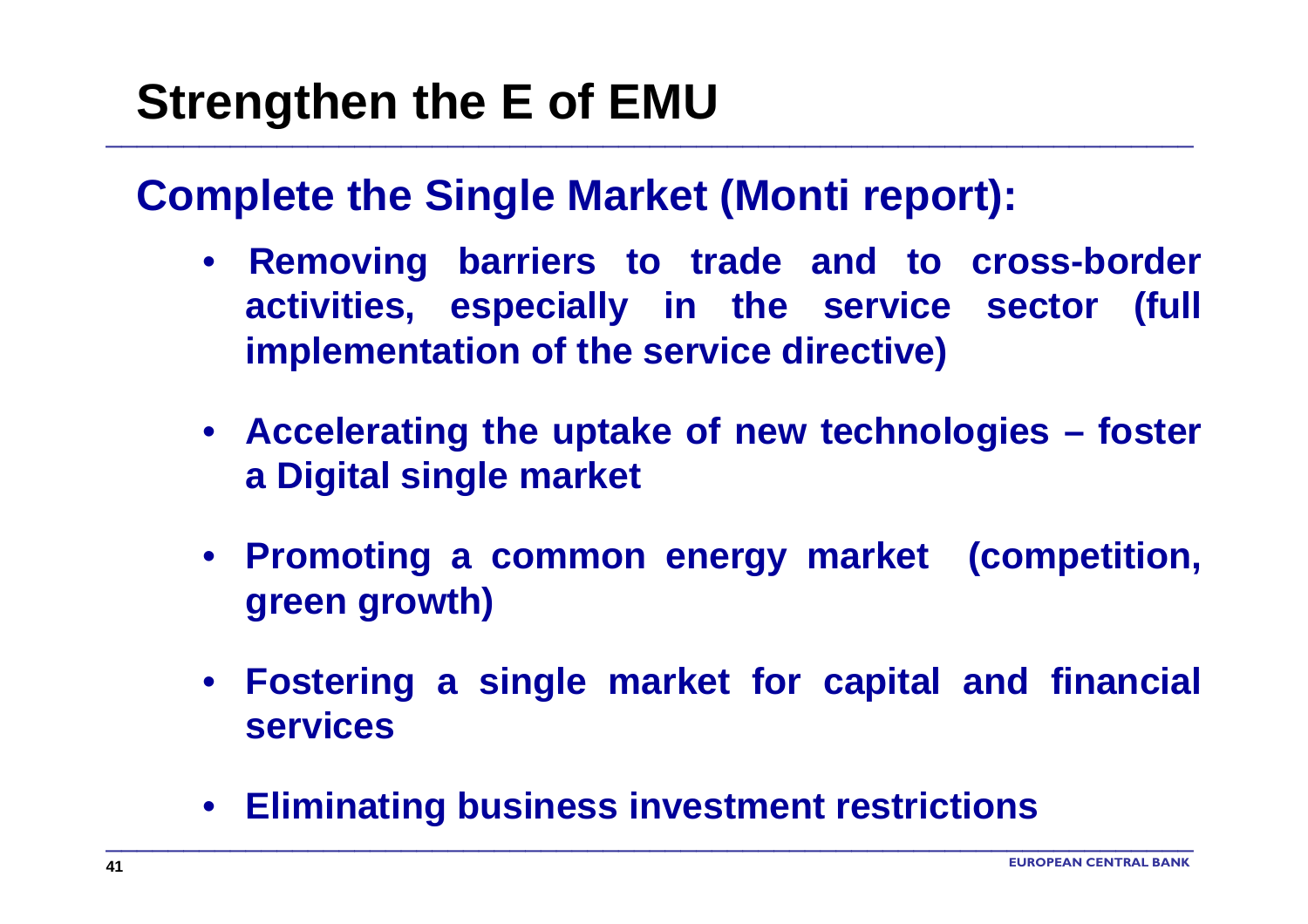# Strengthen the E of EMU

## Complete the Single Market (Monti report):

- **Removing barriers to trade and to cross-border activities, especially in the service sector (full implementation of the service directive)**
- **Accelerating the uptake of new technologies – foster a Digital single market**
- **Promoting a common energy market (competition, green growth)**
- **Fostering a single market for capital and financial services**
- **Eliminating business investment restrictions**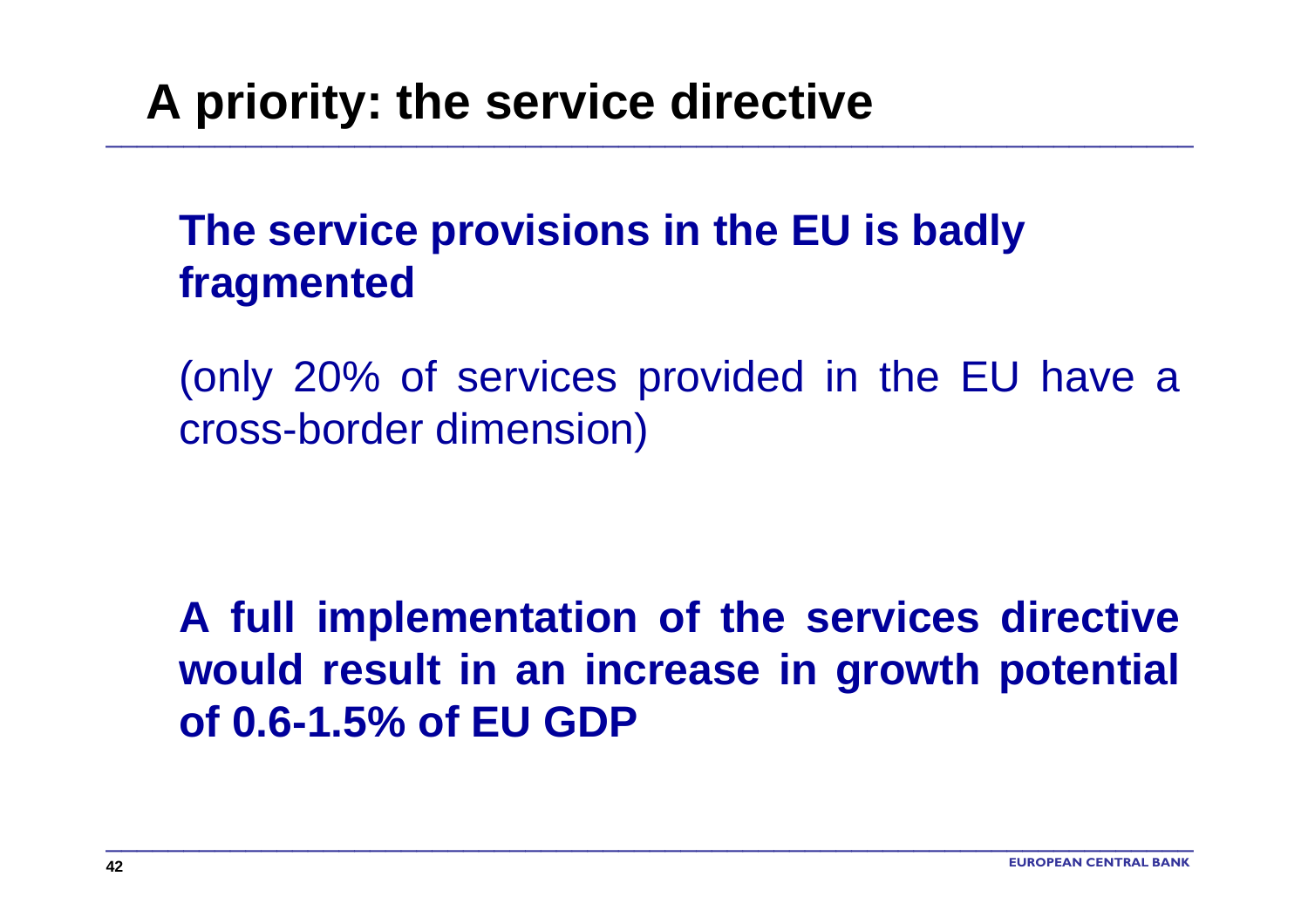# A priority: the service directive

**The service provisions in the EU is badly fragmented**

(only 20% of services provided in the EU have a cross-border dimension)

**A full implementation of the services directive would result in an increase in growth potential of 0.6-1.5% of EU GDP**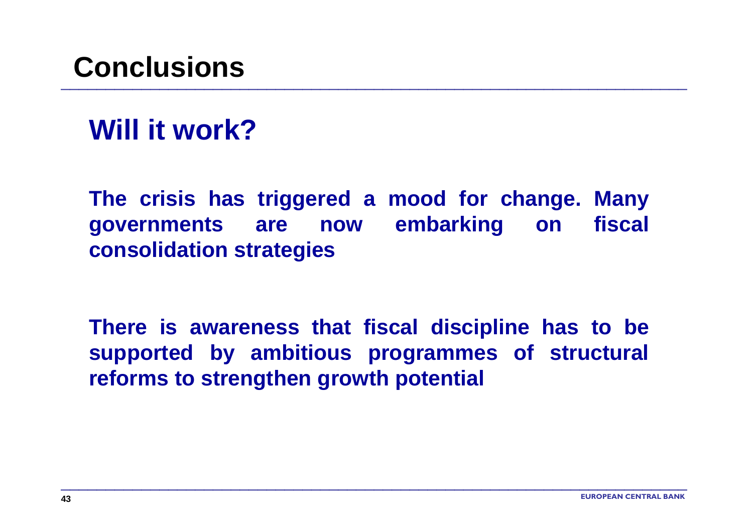# Conclusions

## Will it work?

**The crisis has triggered a mood for change. Many governments are now embarking on fiscal consolidation strategies**

**There is awareness that fiscal discipline has to be supported by ambitious programmes of structural reforms to strengthen growth potential**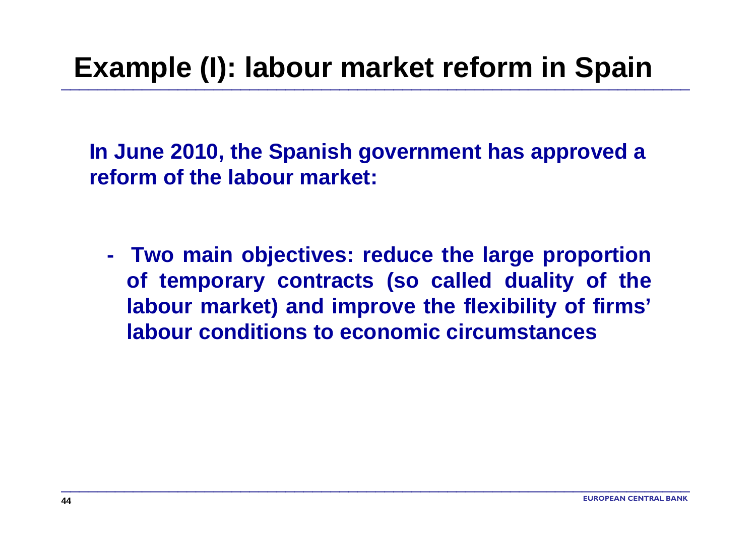# Example (I): labour market reform in Spain

**In June 2010, the Spanish government has approved a reform of the labour market:**

- **Two main objectives: reduce the large proportion of temporary contracts (so called duality of the labour market) and improve the flexibility of firms' labour conditions to economic circumstances**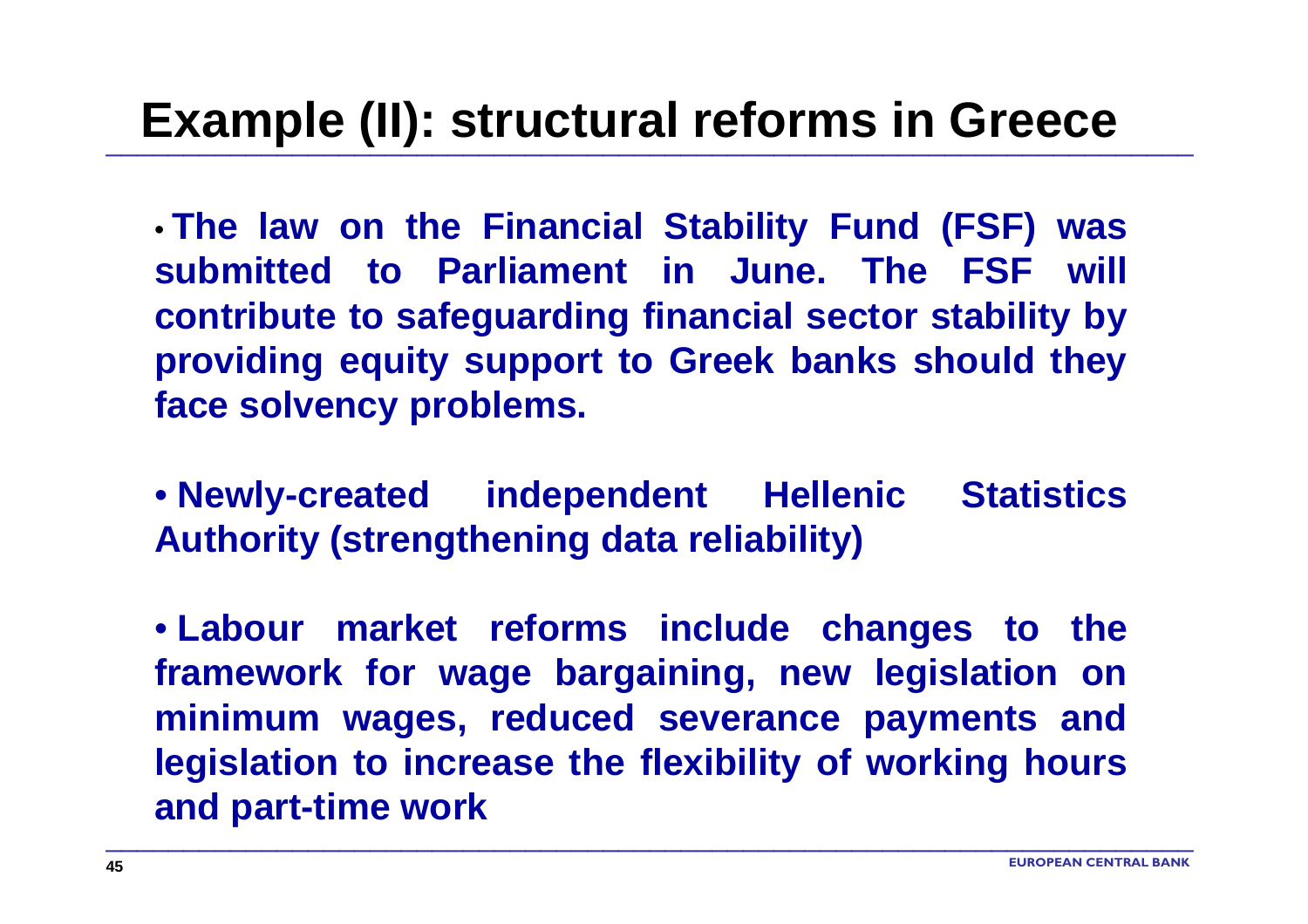# Example (II): structural reforms in Greece

- **The law on the Financial Stability Fund (FSF) was submitted to Parliament in June. The FSF will contribute to safeguarding financial sector stability by providing equity support to Greek banks should they face solvency problems.**

- **Newly-created independent Hellenic Statistics Authority (strengthening data reliability)**

- **Labour market reforms include changes to the framework for wage bargaining, new legislation on minimum wages, reduced severance payments and legislation to increase the flexibility of working hours and part-time work**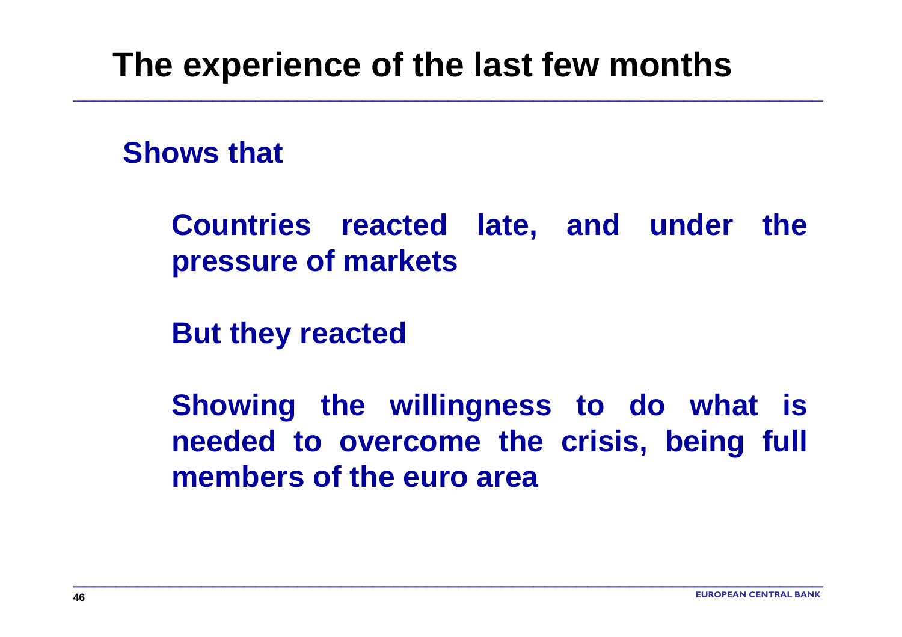# The experience of the last few months

**Shows that**

- **Countries reacted late, and under the pressure of markets**
- **But they reacted**
- **Showing the willingness to do what is needed to overcome the crisis, being full members of the euro area**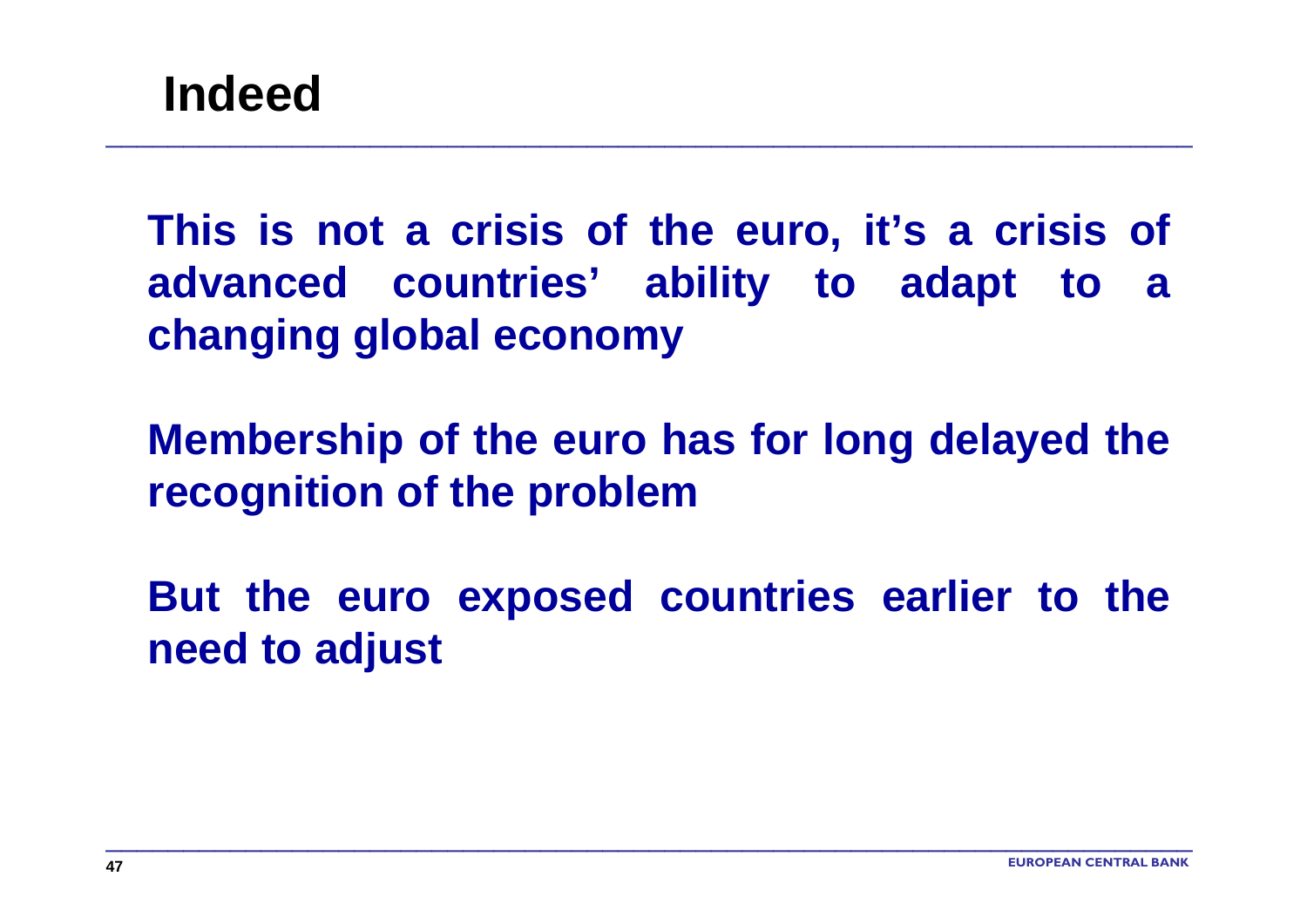# Indeed

**This is not a crisis of the euro, it's a crisis of advanced countries' ability to adapt to a changing global economy**

**Membership of the euro has for long delayed the recognition of the problem**

**But the euro exposed countries earlier to the need to adjust**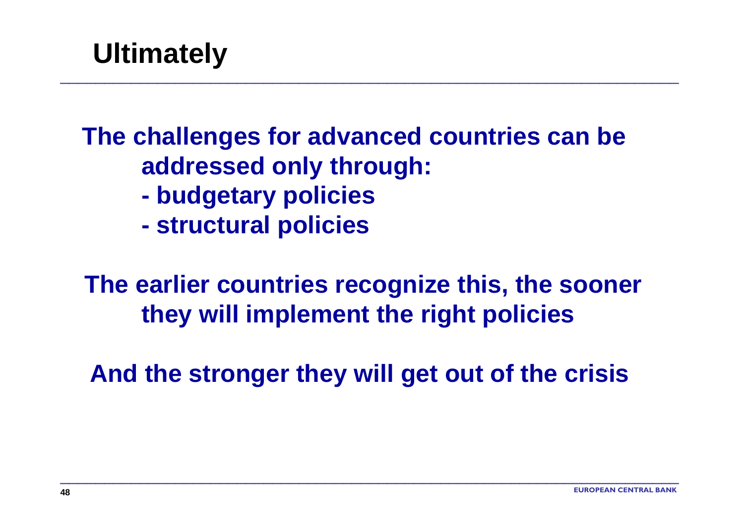# Ultimately

**The challenges for advanced countries can be addressed only through:**

- **budgetary policies**
- **structural policies**

**The earlier countries recognize this, the sooner they will implement the right policies**

**And the stronger they will get out of the crisis**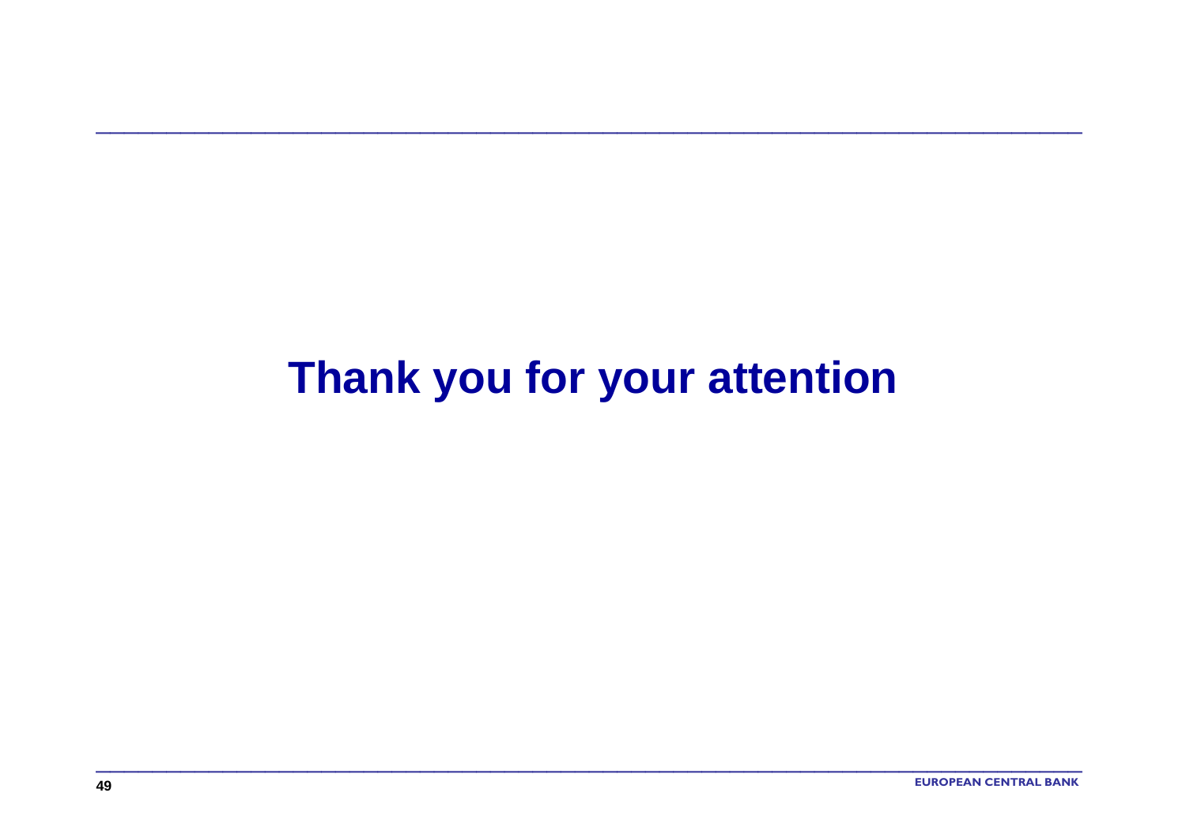# Thank you for your attention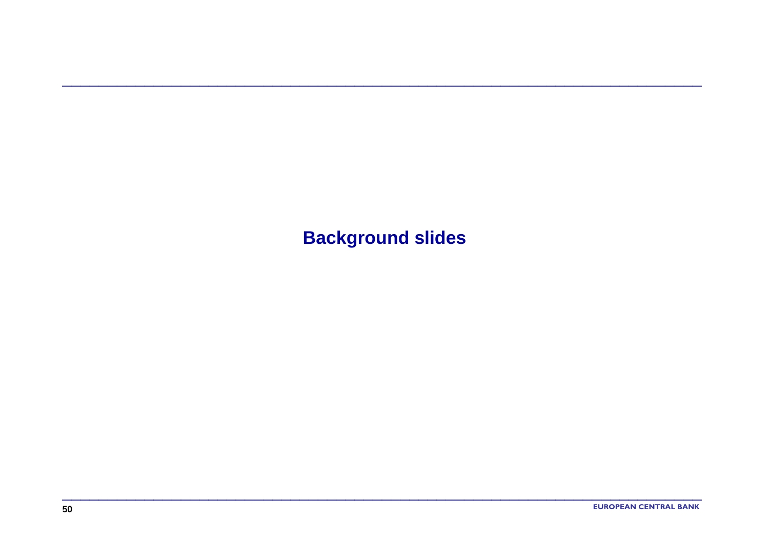# Background slides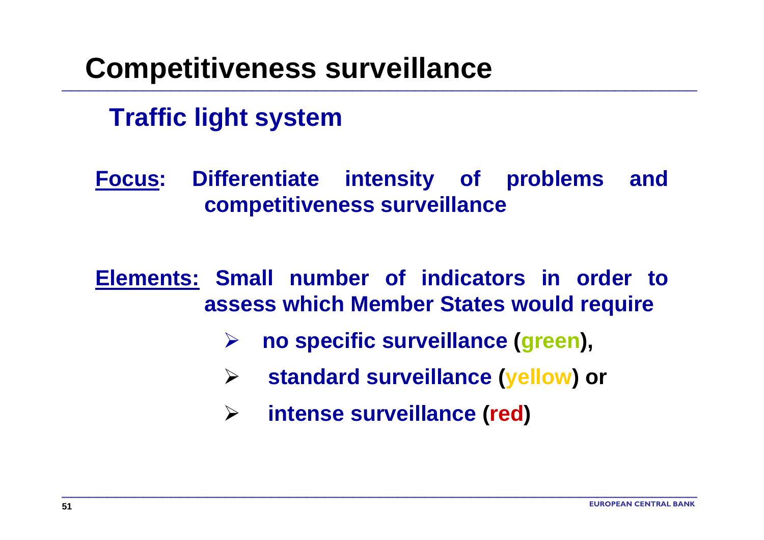# Competitiveness surveillance

## Traffic light system

**Focus:** **Differentiate intensity of problems and competitiveness surveillance**

**Elements:** **Small number of indicators in order to assess which Member States would require**

- **no specific surveillance (green),**
- **standard surveillance (yellow) or**
- **intense surveillance (red)**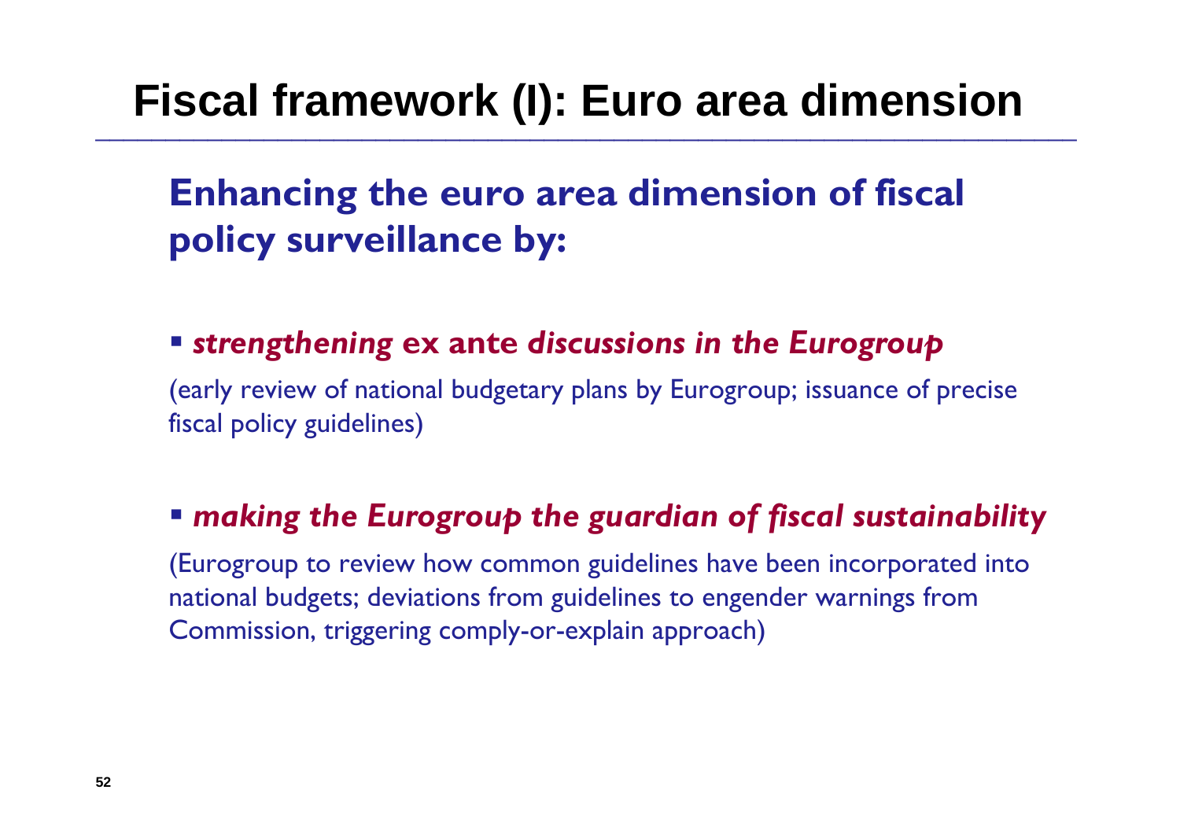# Fiscal framework (I): Euro area dimension

## Enhancing the euro area dimension of fiscal policy surveillance by:

- ***strengthening* ex ante *discussions in the Eurogroup***

(early review of national budgetary plans by Eurogroup; issuance of precise fiscal policy guidelines)

- ***making the Eurogroup the guardian of fiscal sustainability***

(Eurogroup to review how common guidelines have been incorporated into national budgets; deviations from guidelines to engender warnings from Commission, triggering comply-or-explain approach)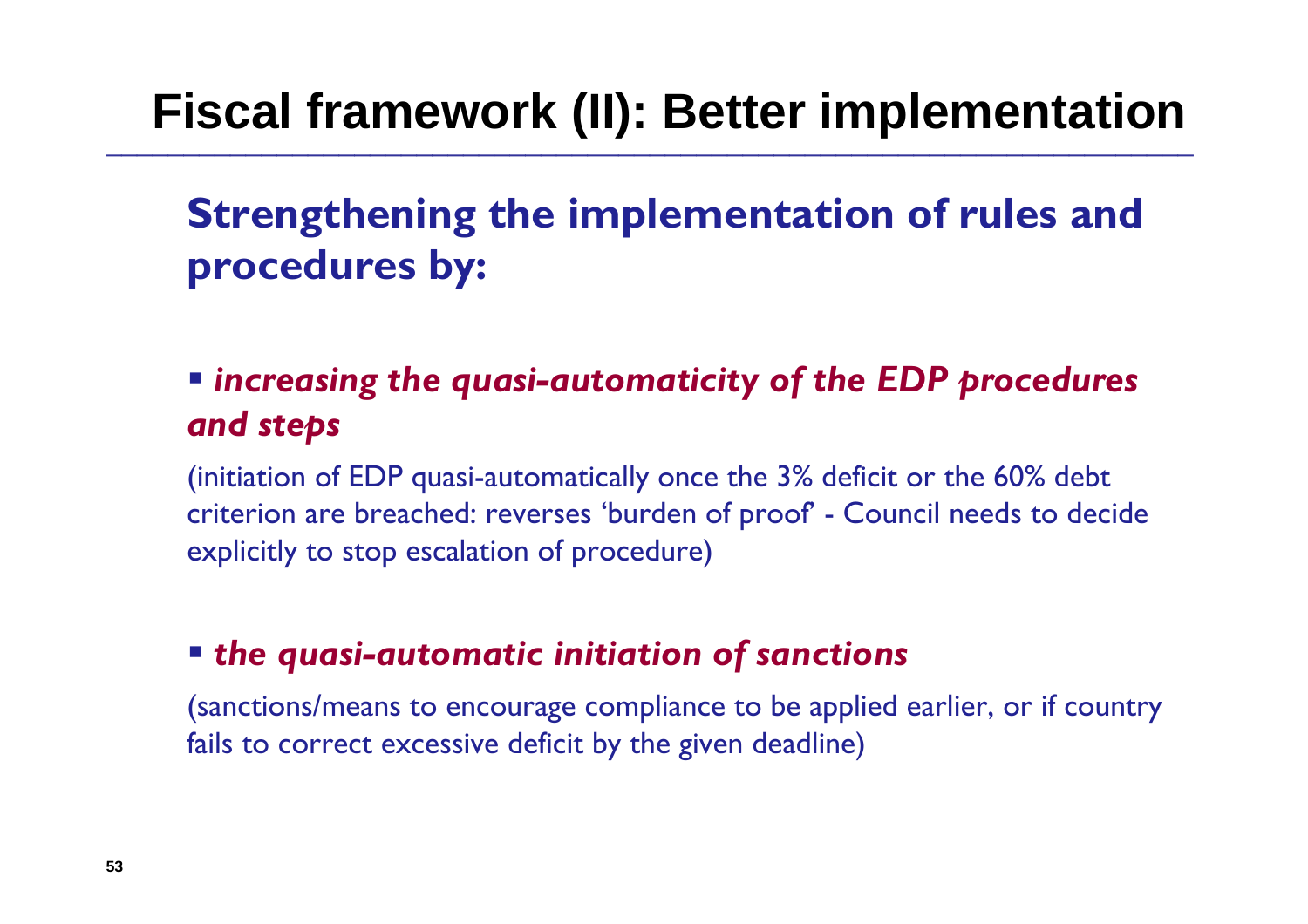# Fiscal framework (II): Better implementation

## Strengthening the implementation of rules and procedures by:

- ***increasing the quasi-automaticity of the EDP procedures and steps***

  (initiation of EDP quasi-automatically once the 3% deficit or the 60% debt criterion are breached: reverses 'burden of proof' - Council needs to decide explicitly to stop escalation of procedure)

- ***the quasi-automatic initiation of sanctions***

  (sanctions/means to encourage compliance to be applied earlier, or if country fails to correct excessive deficit by the given deadline)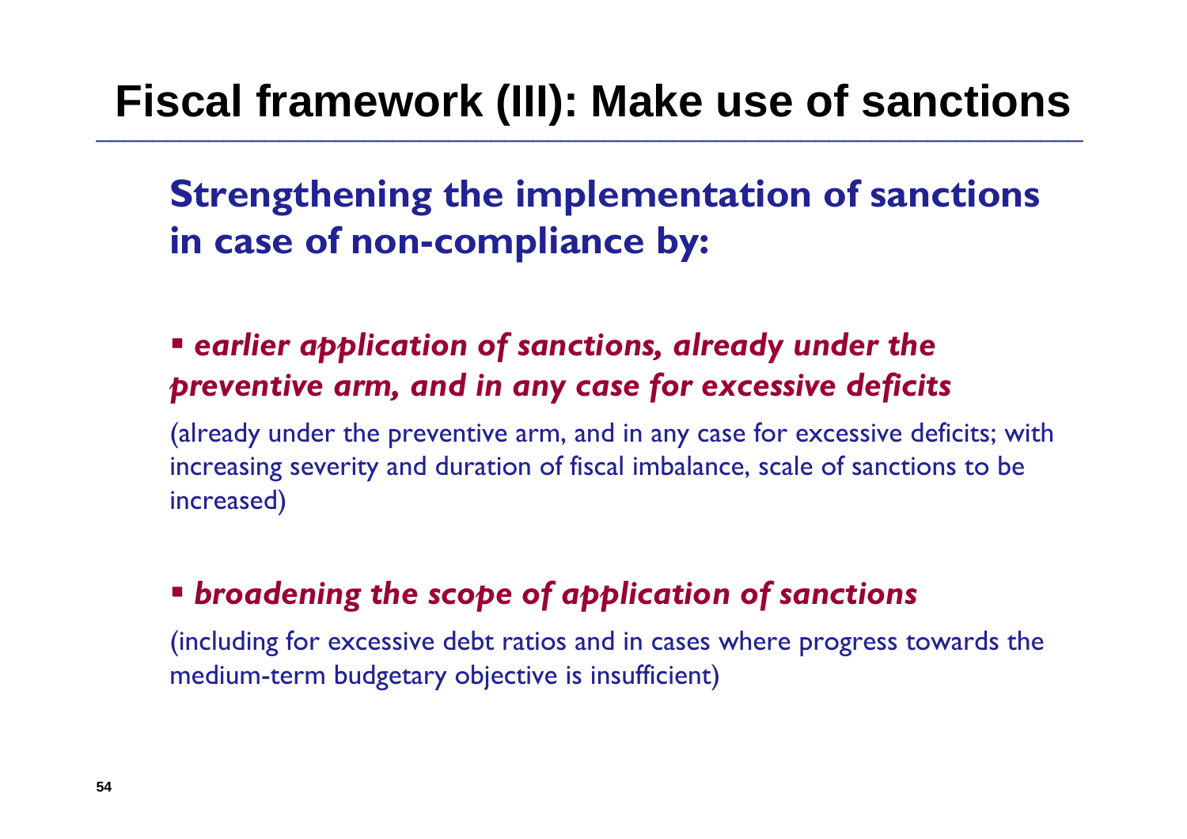# Fiscal framework (III): Make use of sanctions

## Strengthening the implementation of sanctions in case of non-compliance by:

- ***earlier application of sanctions, already under the preventive arm, and in any case for excessive deficits***

  (already under the preventive arm, and in any case for excessive deficits; with increasing severity and duration of fiscal imbalance, scale of sanctions to be increased)

- ***broadening the scope of application of sanctions***

  (including for excessive debt ratios and in cases where progress towards the medium-term budgetary objective is insufficient)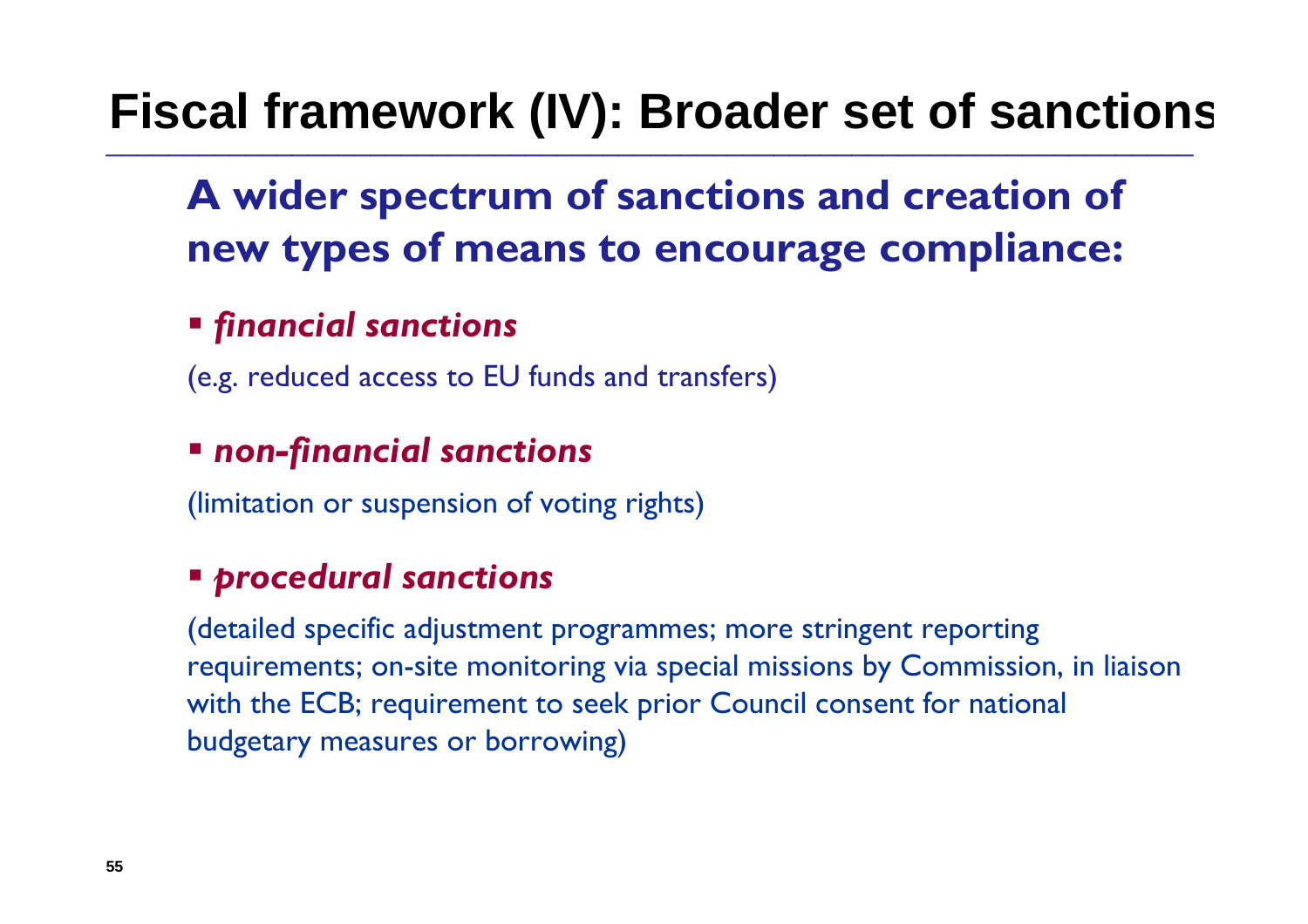# Fiscal framework (IV): Broader set of sanctions

## A wider spectrum of sanctions and creation of new types of means to encourage compliance:

- ***financial sanctions***

(e.g. reduced access to EU funds and transfers)

- ***non-financial sanctions***

(limitation or suspension of voting rights)

- ***procedural sanctions***

(detailed specific adjustment programmes; more stringent reporting requirements; on-site monitoring via special missions by Commission, in liaison with the ECB; requirement to seek prior Council consent for national budgetary measures or borrowing)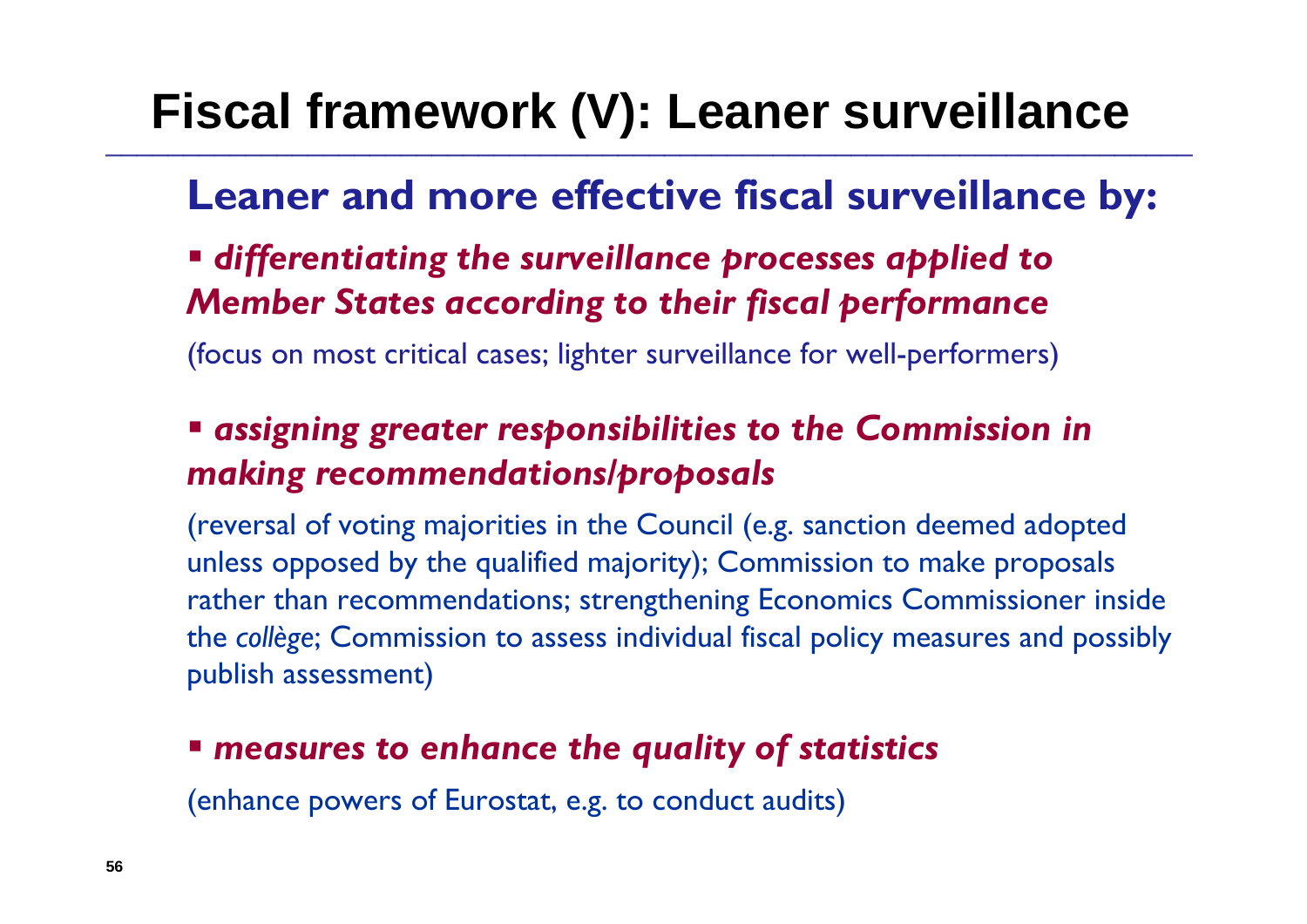# Fiscal framework (V): Leaner surveillance

## Leaner and more effective fiscal surveillance by:

- ***differentiating the surveillance processes applied to Member States according to their fiscal performance***

(focus on most critical cases; lighter surveillance for well-performers)

- ***assigning greater responsibilities to the Commission in making recommendations/proposals***

(reversal of voting majorities in the Council (e.g. sanction deemed adopted unless opposed by the qualified majority); Commission to make proposals rather than recommendations; strengthening Economics Commissioner inside the *collège*; Commission to assess individual fiscal policy measures and possibly publish assessment)

- ***measures to enhance the quality of statistics***

(enhance powers of Eurostat, e.g. to conduct audits)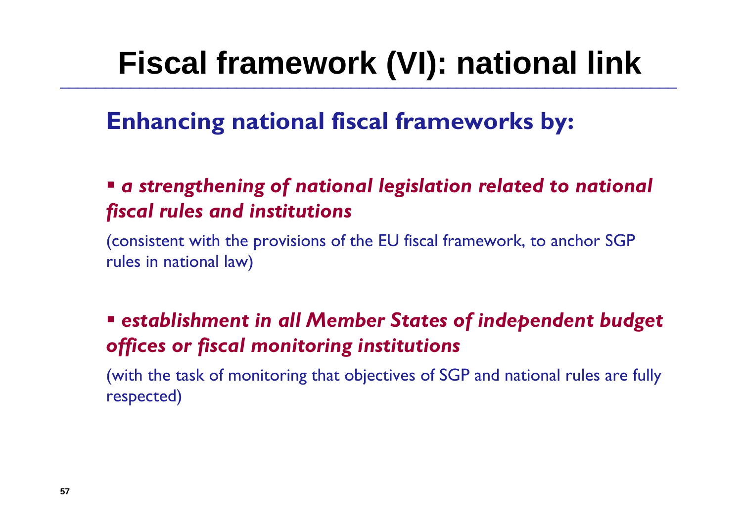# Fiscal framework (VI): national link

## Enhancing national fiscal frameworks by:

- ***a strengthening of national legislation related to national fiscal rules and institutions***

(consistent with the provisions of the EU fiscal framework, to anchor SGP rules in national law)

- ***establishment in all Member States of independent budget offices or fiscal monitoring institutions***

(with the task of monitoring that objectives of SGP and national rules are fully respected)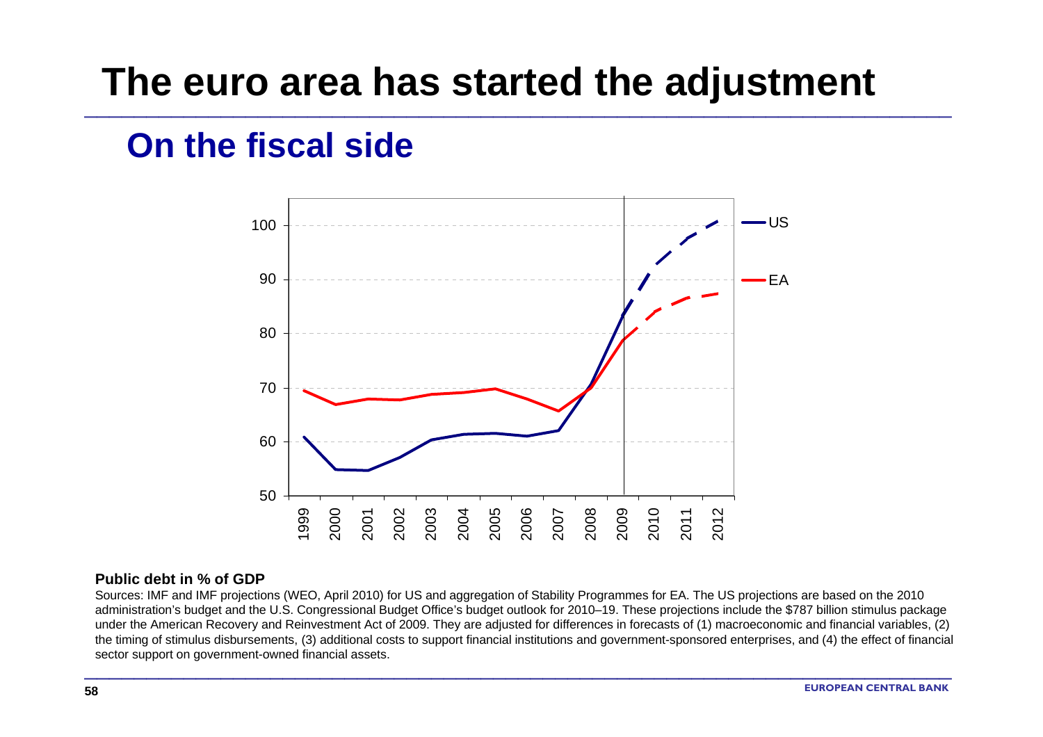# The euro area has started the adjustment

## On the fiscal side

100
90
80
70
60
50

1999 2000 2001 2002 2003 2004 2005 2006 2007 2008 2009 2010 2011 2012

US
EA

**Public debt in % of GDP**

Sources: IMF and IMF projections (WEO, April 2010) for US and aggregation of Stability Programmes for EA. The US projections are based on the 2010 administration's budget and the U.S. Congressional Budget Office's budget outlook for 2010–19. These projections include the $787 billion stimulus package under the American Recovery and Reinvestment Act of 2009. They are adjusted for differences in forecasts of (1) macroeconomic and financial variables, (2) the timing of stimulus disbursements, (3) additional costs to support financial institutions and government-sponsored enterprises, and (4) the effect of financial sector support on government-owned financial assets.